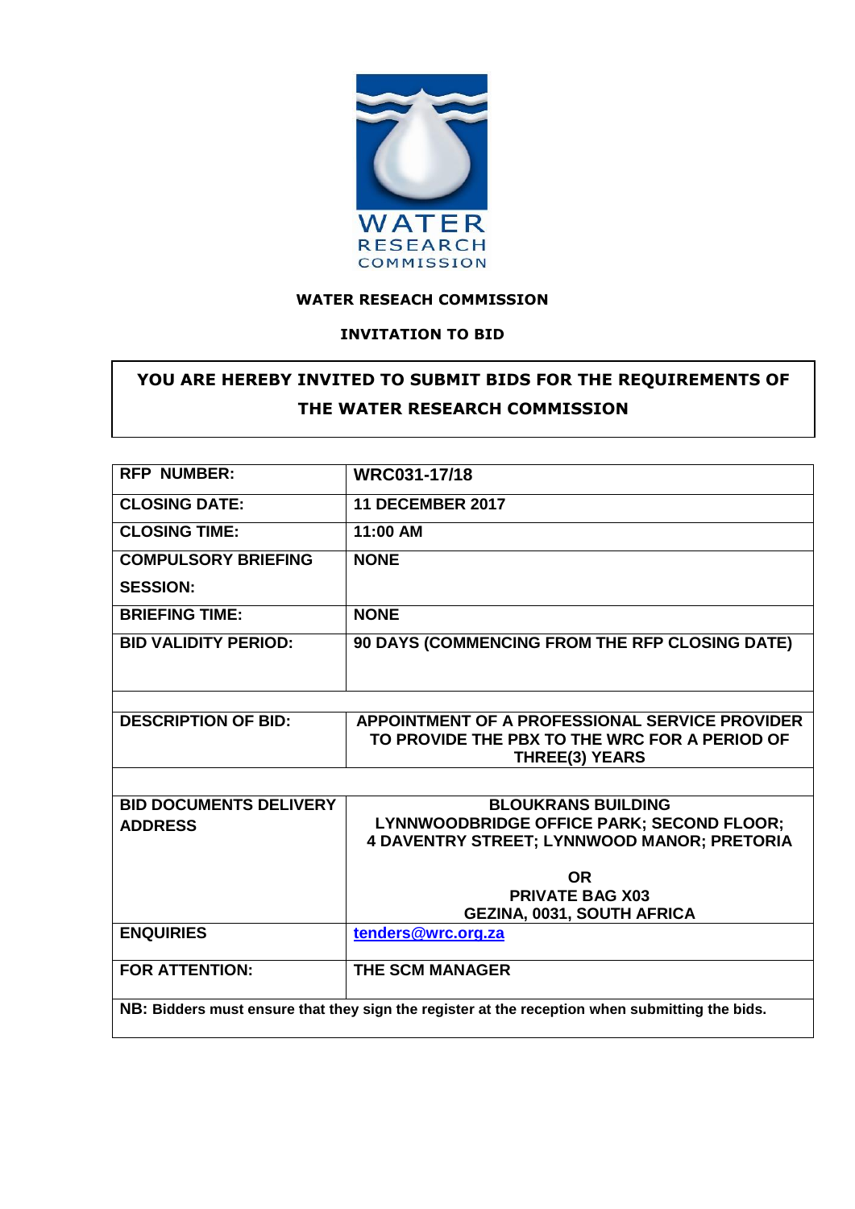**WATER RESEACH COMMISSION**

**INVITATION TO BID**

**YOU ARE HEREBY INVITED TO SUBMIT BIDS FOR THE REQUIREMENTS OF THE WATER RESEARCH COMMISSION**

| | |
|---|---|
| **RFP NUMBER:** | **WRC031-17/18** |
| **CLOSING DATE:** | **11 DECEMBER 2017** |
| **CLOSING TIME:** | **11:00 AM** |
| **COMPULSORY BRIEFING SESSION:** | **NONE** |
| **BRIEFING TIME:** | **NONE** |
| **BID VALIDITY PERIOD:** | **90 DAYS (COMMENCING FROM THE RFP CLOSING DATE)** |
| | |
| **DESCRIPTION OF BID:** | **APPOINTMENT OF A PROFESSIONAL SERVICE PROVIDER TO PROVIDE THE PBX TO THE WRC FOR A PERIOD OF THREE(3) YEARS** |
| | |
| **BID DOCUMENTS DELIVERY ADDRESS** | **BLOUKRANS BUILDING LYNNWOODBRIDGE OFFICE PARK; SECOND FLOOR; 4 DAVENTRY STREET; LYNNWOOD MANOR; PRETORIA**<br><br>**OR**<br>**PRIVATE BAG X03 GEZINA, 0031, SOUTH AFRICA** |
| **ENQUIRIES** | **tenders@wrc.org.za** |
| **FOR ATTENTION:** | **THE SCM MANAGER** |
| **NB: Bidders must ensure that they sign the register at the reception when submitting the bids.** | |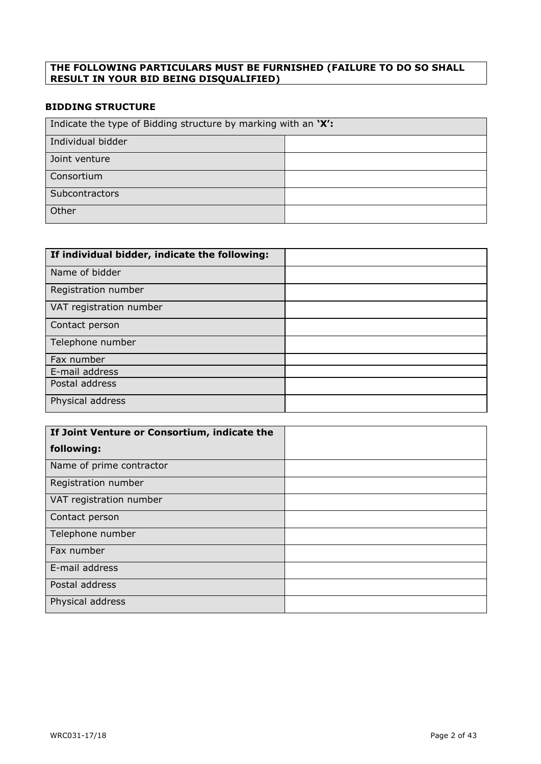**THE FOLLOWING PARTICULARS MUST BE FURNISHED (FAILURE TO DO SO SHALL RESULT IN YOUR BID BEING DISQUALIFIED)**

## BIDDING STRUCTURE

| Indicate the type of Bidding structure by marking with an **'X':** | |
|---|---|
| Individual bidder | |
| Joint venture | |
| Consortium | |
| Subcontractors | |
| Other | |

| **If individual bidder, indicate the following:** | |
|---|---|
| Name of bidder | |
| Registration number | |
| VAT registration number | |
| Contact person | |
| Telephone number | |
| Fax number | |
| E-mail address | |
| Postal address | |
| Physical address | |

| **If Joint Venture or Consortium, indicate the following:** | |
|---|---|
| Name of prime contractor | |
| Registration number | |
| VAT registration number | |
| Contact person | |
| Telephone number | |
| Fax number | |
| E-mail address | |
| Postal address | |
| Physical address | |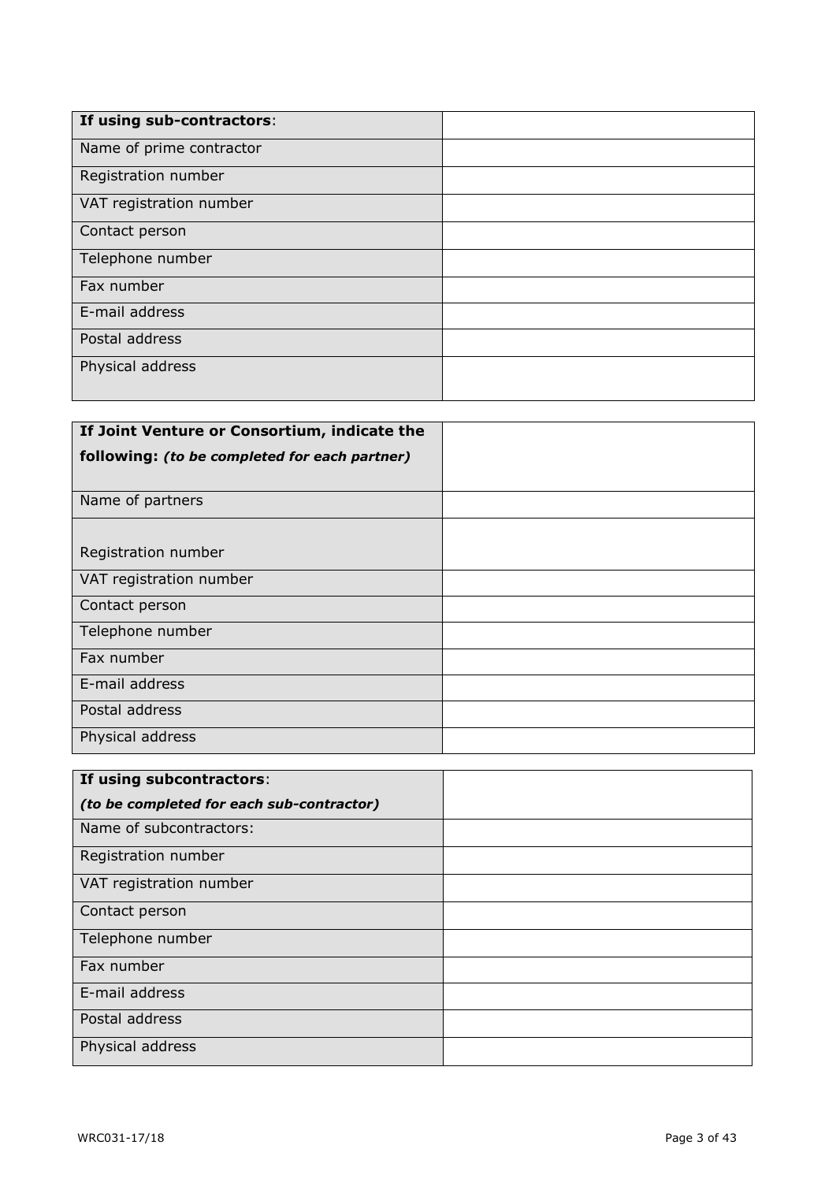| **If using sub-contractors**: | |
|---|---|
| Name of prime contractor | |
| Registration number | |
| VAT registration number | |
| Contact person | |
| Telephone number | |
| Fax number | |
| E-mail address | |
| Postal address | |
| Physical address | |

| **If Joint Venture or Consortium, indicate the following:** ***(to be completed for each partner)*** | |
|---|---|
| Name of partners | |
| Registration number | |
| VAT registration number | |
| Contact person | |
| Telephone number | |
| Fax number | |
| E-mail address | |
| Postal address | |
| Physical address | |

| **If using subcontractors**: ***(to be completed for each sub-contractor)*** | |
|---|---|
| Name of subcontractors: | |
| Registration number | |
| VAT registration number | |
| Contact person | |
| Telephone number | |
| Fax number | |
| E-mail address | |
| Postal address | |
| Physical address | |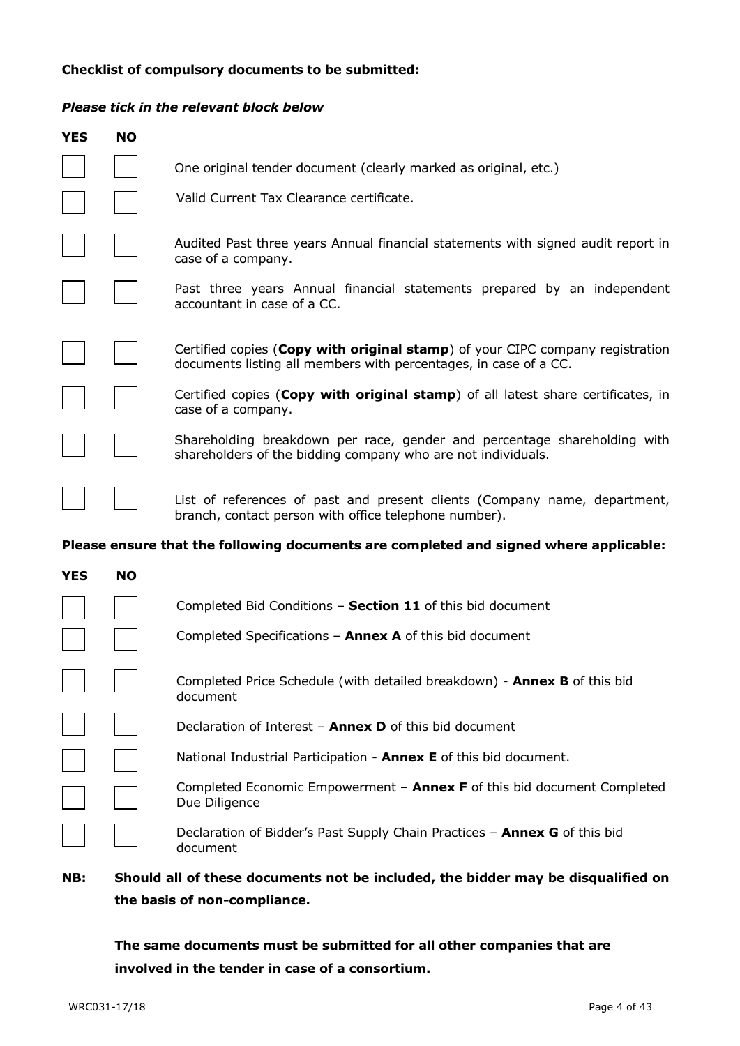**Checklist of compulsory documents to be submitted:**

***Please tick in the relevant block below***

| YES | NO | |
|---|---|---|
| ☐ | ☐ | One original tender document (clearly marked as original, etc.) |
| ☐ | ☐ | Valid Current Tax Clearance certificate. |
| ☐ | ☐ | Audited Past three years Annual financial statements with signed audit report in case of a company. |
| ☐ | ☐ | Past three years Annual financial statements prepared by an independent accountant in case of a CC. |
| ☐ | ☐ | Certified copies (**Copy with original stamp**) of your CIPC company registration documents listing all members with percentages, in case of a CC. |
| ☐ | ☐ | Certified copies (**Copy with original stamp**) of all latest share certificates, in case of a company. |
| ☐ | ☐ | Shareholding breakdown per race, gender and percentage shareholding with shareholders of the bidding company who are not individuals. |
| ☐ | ☐ | List of references of past and present clients (Company name, department, branch, contact person with office telephone number). |

**Please ensure that the following documents are completed and signed where applicable:**

| YES | NO | |
|---|---|---|
| ☐ | ☐ | Completed Bid Conditions – **Section 11** of this bid document |
| ☐ | ☐ | Completed Specifications – **Annex A** of this bid document |
| ☐ | ☐ | Completed Price Schedule (with detailed breakdown) - **Annex B** of this bid document |
| ☐ | ☐ | Declaration of Interest – **Annex D** of this bid document |
| ☐ | ☐ | National Industrial Participation - **Annex E** of this bid document. |
| ☐ | ☐ | Completed Economic Empowerment – **Annex F** of this bid document Completed Due Diligence |
| ☐ | ☐ | Declaration of Bidder's Past Supply Chain Practices – **Annex G** of this bid document |

**NB: Should all of these documents not be included, the bidder may be disqualified on the basis of non-compliance.**

**The same documents must be submitted for all other companies that are involved in the tender in case of a consortium.**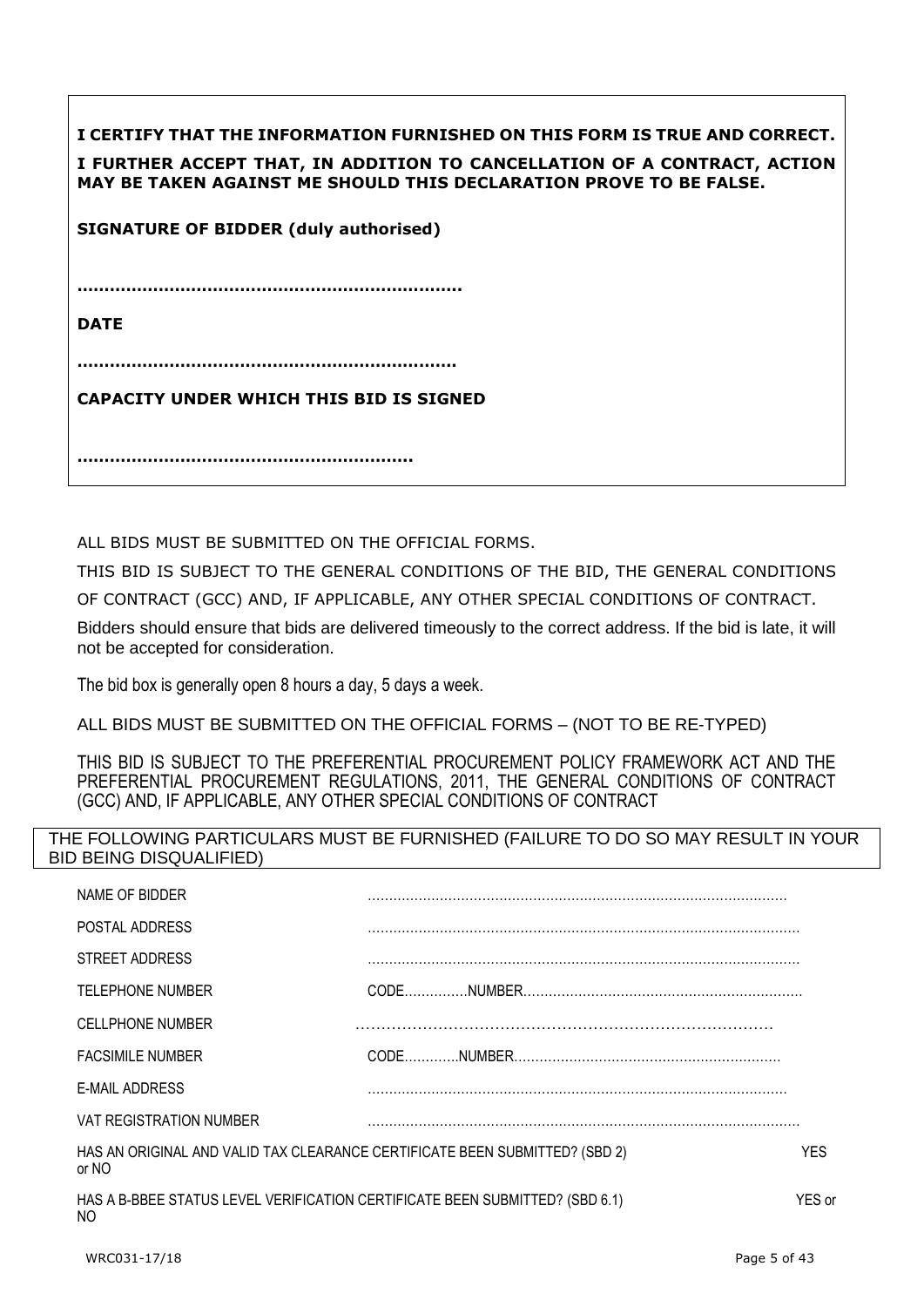**I CERTIFY THAT THE INFORMATION FURNISHED ON THIS FORM IS TRUE AND CORRECT.**

**I FURTHER ACCEPT THAT, IN ADDITION TO CANCELLATION OF A CONTRACT, ACTION MAY BE TAKEN AGAINST ME SHOULD THIS DECLARATION PROVE TO BE FALSE.**

**SIGNATURE OF BIDDER (duly authorised)**

**………………………………………………………………**

**DATE**

**………………………………………………………………**

**CAPACITY UNDER WHICH THIS BID IS SIGNED**

**……………………………………………………**

ALL BIDS MUST BE SUBMITTED ON THE OFFICIAL FORMS.

THIS BID IS SUBJECT TO THE GENERAL CONDITIONS OF THE BID, THE GENERAL CONDITIONS OF CONTRACT (GCC) AND, IF APPLICABLE, ANY OTHER SPECIAL CONDITIONS OF CONTRACT.

Bidders should ensure that bids are delivered timeously to the correct address. If the bid is late, it will not be accepted for consideration.

The bid box is generally open 8 hours a day, 5 days a week.

ALL BIDS MUST BE SUBMITTED ON THE OFFICIAL FORMS – (NOT TO BE RE-TYPED)

THIS BID IS SUBJECT TO THE PREFERENTIAL PROCUREMENT POLICY FRAMEWORK ACT AND THE PREFERENTIAL PROCUREMENT REGULATIONS, 2011, THE GENERAL CONDITIONS OF CONTRACT (GCC) AND, IF APPLICABLE, ANY OTHER SPECIAL CONDITIONS OF CONTRACT

THE FOLLOWING PARTICULARS MUST BE FURNISHED (FAILURE TO DO SO MAY RESULT IN YOUR BID BEING DISQUALIFIED)

NAME OF BIDDER ………………………………………………………………………………………

POSTAL ADDRESS ………………………………………………………………………………………

STREET ADDRESS ………………………………………………………………………………………

TELEPHONE NUMBER CODE……………NUMBER…………………………………………………………

CELLPHONE NUMBER ………………………………………………………………………

FACSIMILE NUMBER CODE…………NUMBER………………………………………………………

E-MAIL ADDRESS ………………………………………………………………………………………

VAT REGISTRATION NUMBER ………………………………………………………………………………………

HAS AN ORIGINAL AND VALID TAX CLEARANCE CERTIFICATE BEEN SUBMITTED? (SBD 2) YES or NO

HAS A B-BBEE STATUS LEVEL VERIFICATION CERTIFICATE BEEN SUBMITTED? (SBD 6.1) YES or NO

WRC031-17/18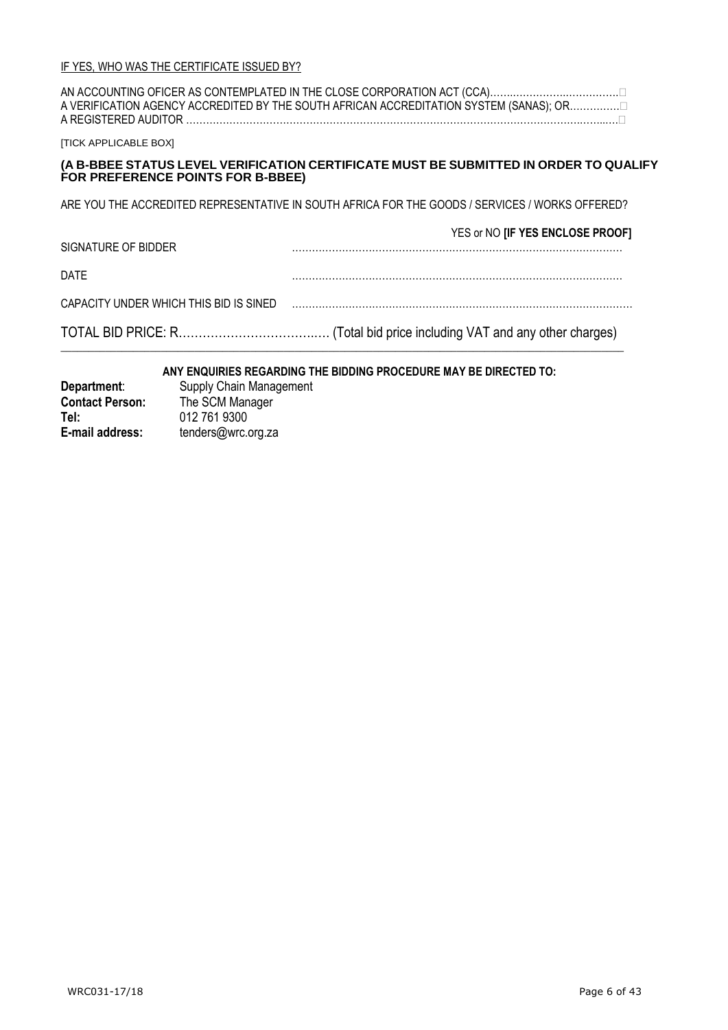IF YES, WHO WAS THE CERTIFICATE ISSUED BY?

AN ACCOUNTING OFICER AS CONTEMPLATED IN THE CLOSE CORPORATION ACT (CCA)………………………………… ☐
A VERIFICATION AGENCY ACCREDITED BY THE SOUTH AFRICAN ACCREDITATION SYSTEM (SANAS); OR…………… ☐
A REGISTERED AUDITOR ………………………………………………………………………………………………………… ☐

[TICK APPLICABLE BOX]

**(A B-BBEE STATUS LEVEL VERIFICATION CERTIFICATE MUST BE SUBMITTED IN ORDER TO QUALIFY FOR PREFERENCE POINTS FOR B-BBEE)**

ARE YOU THE ACCREDITED REPRESENTATIVE IN SOUTH AFRICA FOR THE GOODS / SERVICES / WORKS OFFERED?

YES or NO **[IF YES ENCLOSE PROOF]**

SIGNATURE OF BIDDER ………………………………………………………………………………………

DATE ………………………………………………………………………………………

CAPACITY UNDER WHICH THIS BID IS SINED ………………………………………………………………………………………

TOTAL BID PRICE: R……………………………….. (Total bid price including VAT and any other charges)

---

**ANY ENQUIRIES REGARDING THE BIDDING PROCEDURE MAY BE DIRECTED TO:**

**Department**: Supply Chain Management
**Contact Person:** The SCM Manager
**Tel:** 012 761 9300
**E-mail address:** tenders@wrc.org.za

WRC031-17/18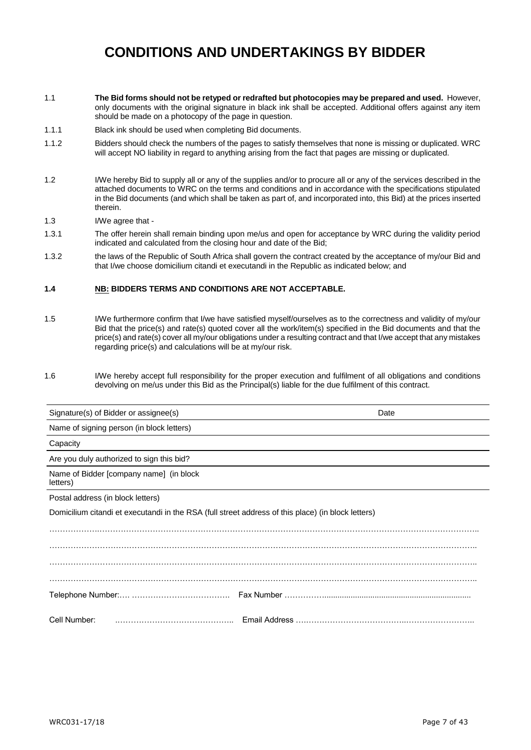# CONDITIONS AND UNDERTAKINGS BY BIDDER

1.1 **The Bid forms should not be retyped or redrafted but photocopies may be prepared and used.** However, only documents with the original signature in black ink shall be accepted. Additional offers against any item should be made on a photocopy of the page in question.

1.1.1 Black ink should be used when completing Bid documents.

1.1.2 Bidders should check the numbers of the pages to satisfy themselves that none is missing or duplicated. WRC will accept NO liability in regard to anything arising from the fact that pages are missing or duplicated.

1.2 I/We hereby Bid to supply all or any of the supplies and/or to procure all or any of the services described in the attached documents to WRC on the terms and conditions and in accordance with the specifications stipulated in the Bid documents (and which shall be taken as part of, and incorporated into, this Bid) at the prices inserted therein.

1.3 I/We agree that -

1.3.1 The offer herein shall remain binding upon me/us and open for acceptance by WRC during the validity period indicated and calculated from the closing hour and date of the Bid;

1.3.2 the laws of the Republic of South Africa shall govern the contract created by the acceptance of my/our Bid and that I/we choose domicilium citandi et executandi in the Republic as indicated below; and

**1.4 NB: BIDDERS TERMS AND CONDITIONS ARE NOT ACCEPTABLE.**

1.5 I/We furthermore confirm that I/we have satisfied myself/ourselves as to the correctness and validity of my/our Bid that the price(s) and rate(s) quoted cover all the work/item(s) specified in the Bid documents and that the price(s) and rate(s) cover all my/our obligations under a resulting contract and that I/we accept that any mistakes regarding price(s) and calculations will be at my/our risk.

1.6 I/We hereby accept full responsibility for the proper execution and fulfilment of all obligations and conditions devolving on me/us under this Bid as the Principal(s) liable for the due fulfilment of this contract.

| Signature(s) of Bidder or assignee(s) | Date |
|---|---|
| Name of signing person (in block letters) | |
| Capacity | |
| Are you duly authorized to sign this bid? | |
| Name of Bidder [company name] (in block letters) | |
| Postal address (in block letters) | |

Domicilium citandi et executandi in the RSA (full street address of this place) (in block letters)

………………………………………………………………………………………………………………………………

………………………………………………………………………………………………………………………………

………………………………………………………………………………………………………………………………

………………………………………………………………………………………………………………………………

Telephone Number:…. ………………………………. Fax Number ……………..................................................................

Cell Number: ……………………………………….. Email Address ….……………………………….……………………..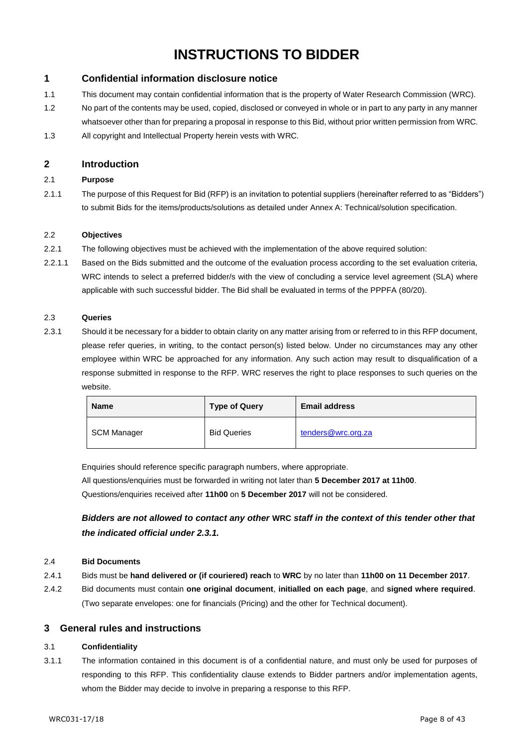# INSTRUCTIONS TO BIDDER

## 1 Confidential information disclosure notice

1.1 This document may contain confidential information that is the property of Water Research Commission (WRC).

1.2 No part of the contents may be used, copied, disclosed or conveyed in whole or in part to any party in any manner whatsoever other than for preparing a proposal in response to this Bid, without prior written permission from WRC.

1.3 All copyright and Intellectual Property herein vests with WRC.

## 2 Introduction

### 2.1 Purpose

2.1.1 The purpose of this Request for Bid (RFP) is an invitation to potential suppliers (hereinafter referred to as "Bidders") to submit Bids for the items/products/solutions as detailed under Annex A: Technical/solution specification.

### 2.2 Objectives

2.2.1 The following objectives must be achieved with the implementation of the above required solution:

2.2.1.1 Based on the Bids submitted and the outcome of the evaluation process according to the set evaluation criteria, WRC intends to select a preferred bidder/s with the view of concluding a service level agreement (SLA) where applicable with such successful bidder. The Bid shall be evaluated in terms of the PPPFA (80/20).

### 2.3 Queries

2.3.1 Should it be necessary for a bidder to obtain clarity on any matter arising from or referred to in this RFP document, please refer queries, in writing, to the contact person(s) listed below. Under no circumstances may any other employee within WRC be approached for any information. Any such action may result to disqualification of a response submitted in response to the RFP. WRC reserves the right to place responses to such queries on the website.

| Name | Type of Query | Email address |
|---|---|---|
| SCM Manager | Bid Queries | tenders@wrc.org.za |

Enquiries should reference specific paragraph numbers, where appropriate.

All questions/enquiries must be forwarded in writing not later than **5 December 2017 at 11h00**.

Questions/enquiries received after **11h00** on **5 December 2017** will not be considered.

***Bidders are not allowed to contact any other WRC staff in the context of this tender other that the indicated official under 2.3.1.***

### 2.4 Bid Documents

2.4.1 Bids must be **hand delivered or (if couriered) reach** to **WRC** by no later than **11h00 on 11 December 2017**.

2.4.2 Bid documents must contain **one original document**, **initialled on each page**, and **signed where required**. (Two separate envelopes: one for financials (Pricing) and the other for Technical document).

## 3 General rules and instructions

### 3.1 Confidentiality

3.1.1 The information contained in this document is of a confidential nature, and must only be used for purposes of responding to this RFP. This confidentiality clause extends to Bidder partners and/or implementation agents, whom the Bidder may decide to involve in preparing a response to this RFP.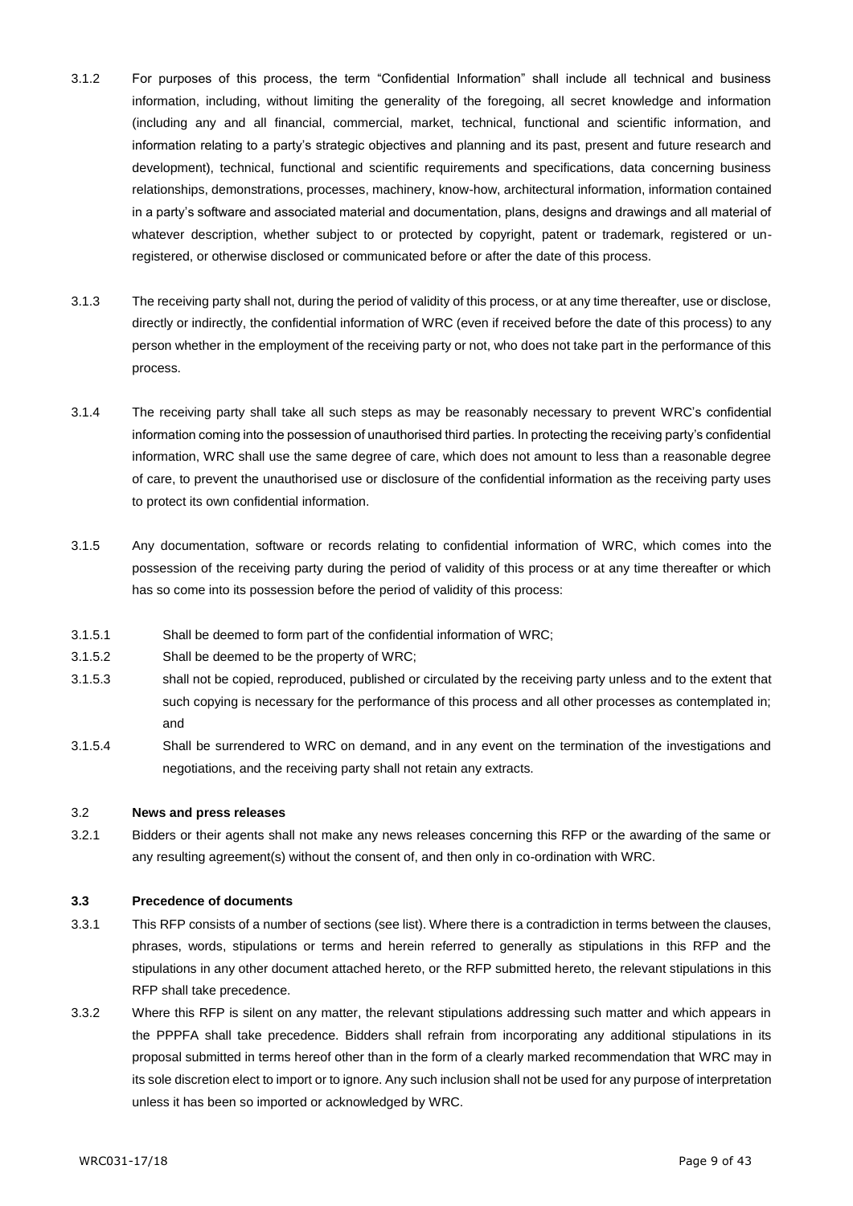3.1.2 For purposes of this process, the term "Confidential Information" shall include all technical and business information, including, without limiting the generality of the foregoing, all secret knowledge and information (including any and all financial, commercial, market, technical, functional and scientific information, and information relating to a party's strategic objectives and planning and its past, present and future research and development), technical, functional and scientific requirements and specifications, data concerning business relationships, demonstrations, processes, machinery, know-how, architectural information, information contained in a party's software and associated material and documentation, plans, designs and drawings and all material of whatever description, whether subject to or protected by copyright, patent or trademark, registered or un-registered, or otherwise disclosed or communicated before or after the date of this process.

3.1.3 The receiving party shall not, during the period of validity of this process, or at any time thereafter, use or disclose, directly or indirectly, the confidential information of WRC (even if received before the date of this process) to any person whether in the employment of the receiving party or not, who does not take part in the performance of this process.

3.1.4 The receiving party shall take all such steps as may be reasonably necessary to prevent WRC's confidential information coming into the possession of unauthorised third parties. In protecting the receiving party's confidential information, WRC shall use the same degree of care, which does not amount to less than a reasonable degree of care, to prevent the unauthorised use or disclosure of the confidential information as the receiving party uses to protect its own confidential information.

3.1.5 Any documentation, software or records relating to confidential information of WRC, which comes into the possession of the receiving party during the period of validity of this process or at any time thereafter or which has so come into its possession before the period of validity of this process:

3.1.5.1 Shall be deemed to form part of the confidential information of WRC;

3.1.5.2 Shall be deemed to be the property of WRC;

3.1.5.3 shall not be copied, reproduced, published or circulated by the receiving party unless and to the extent that such copying is necessary for the performance of this process and all other processes as contemplated in; and

3.1.5.4 Shall be surrendered to WRC on demand, and in any event on the termination of the investigations and negotiations, and the receiving party shall not retain any extracts.

### 3.2 News and press releases

3.2.1 Bidders or their agents shall not make any news releases concerning this RFP or the awarding of the same or any resulting agreement(s) without the consent of, and then only in co-ordination with WRC.

### 3.3 Precedence of documents

3.3.1 This RFP consists of a number of sections (see list). Where there is a contradiction in terms between the clauses, phrases, words, stipulations or terms and herein referred to generally as stipulations in this RFP and the stipulations in any other document attached hereto, or the RFP submitted hereto, the relevant stipulations in this RFP shall take precedence.

3.3.2 Where this RFP is silent on any matter, the relevant stipulations addressing such matter and which appears in the PPPFA shall take precedence. Bidders shall refrain from incorporating any additional stipulations in its proposal submitted in terms hereof other than in the form of a clearly marked recommendation that WRC may in its sole discretion elect to import or to ignore. Any such inclusion shall not be used for any purpose of interpretation unless it has been so imported or acknowledged by WRC.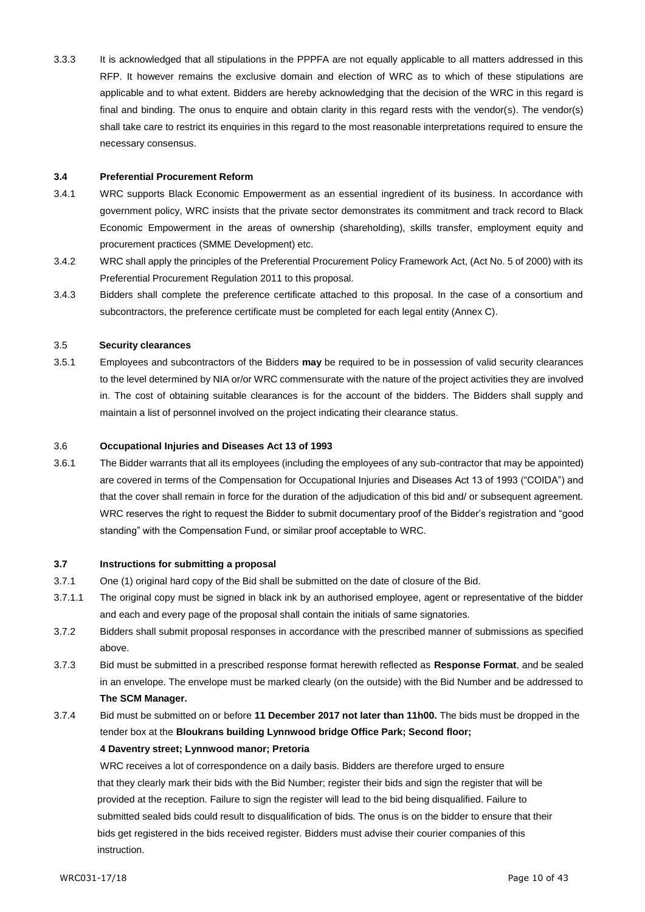3.3.3 It is acknowledged that all stipulations in the PPPFA are not equally applicable to all matters addressed in this RFP. It however remains the exclusive domain and election of WRC as to which of these stipulations are applicable and to what extent. Bidders are hereby acknowledging that the decision of the WRC in this regard is final and binding. The onus to enquire and obtain clarity in this regard rests with the vendor(s). The vendor(s) shall take care to restrict its enquiries in this regard to the most reasonable interpretations required to ensure the necessary consensus.

### 3.4 Preferential Procurement Reform

3.4.1 WRC supports Black Economic Empowerment as an essential ingredient of its business. In accordance with government policy, WRC insists that the private sector demonstrates its commitment and track record to Black Economic Empowerment in the areas of ownership (shareholding), skills transfer, employment equity and procurement practices (SMME Development) etc.

3.4.2 WRC shall apply the principles of the Preferential Procurement Policy Framework Act, (Act No. 5 of 2000) with its Preferential Procurement Regulation 2011 to this proposal.

3.4.3 Bidders shall complete the preference certificate attached to this proposal. In the case of a consortium and subcontractors, the preference certificate must be completed for each legal entity (Annex C).

### 3.5 Security clearances

3.5.1 Employees and subcontractors of the Bidders **may** be required to be in possession of valid security clearances to the level determined by NIA or/or WRC commensurate with the nature of the project activities they are involved in. The cost of obtaining suitable clearances is for the account of the bidders. The Bidders shall supply and maintain a list of personnel involved on the project indicating their clearance status.

### 3.6 Occupational Injuries and Diseases Act 13 of 1993

3.6.1 The Bidder warrants that all its employees (including the employees of any sub-contractor that may be appointed) are covered in terms of the Compensation for Occupational Injuries and Diseases Act 13 of 1993 ("COIDA") and that the cover shall remain in force for the duration of the adjudication of this bid and/ or subsequent agreement. WRC reserves the right to request the Bidder to submit documentary proof of the Bidder's registration and "good standing" with the Compensation Fund, or similar proof acceptable to WRC.

### 3.7 Instructions for submitting a proposal

3.7.1 One (1) original hard copy of the Bid shall be submitted on the date of closure of the Bid.

3.7.1.1 The original copy must be signed in black ink by an authorised employee, agent or representative of the bidder and each and every page of the proposal shall contain the initials of same signatories.

3.7.2 Bidders shall submit proposal responses in accordance with the prescribed manner of submissions as specified above.

3.7.3 Bid must be submitted in a prescribed response format herewith reflected as **Response Format**, and be sealed in an envelope. The envelope must be marked clearly (on the outside) with the Bid Number and be addressed to **The SCM Manager.**

3.7.4 Bid must be submitted on or before **11 December 2017 not later than 11h00.** The bids must be dropped in the tender box at the **Bloukrans building Lynnwood bridge Office Park; Second floor; 4 Daventry street; Lynnwood manor; Pretoria**

WRC receives a lot of correspondence on a daily basis. Bidders are therefore urged to ensure that they clearly mark their bids with the Bid Number; register their bids and sign the register that will be provided at the reception. Failure to sign the register will lead to the bid being disqualified. Failure to submitted sealed bids could result to disqualification of bids. The onus is on the bidder to ensure that their bids get registered in the bids received register. Bidders must advise their courier companies of this instruction.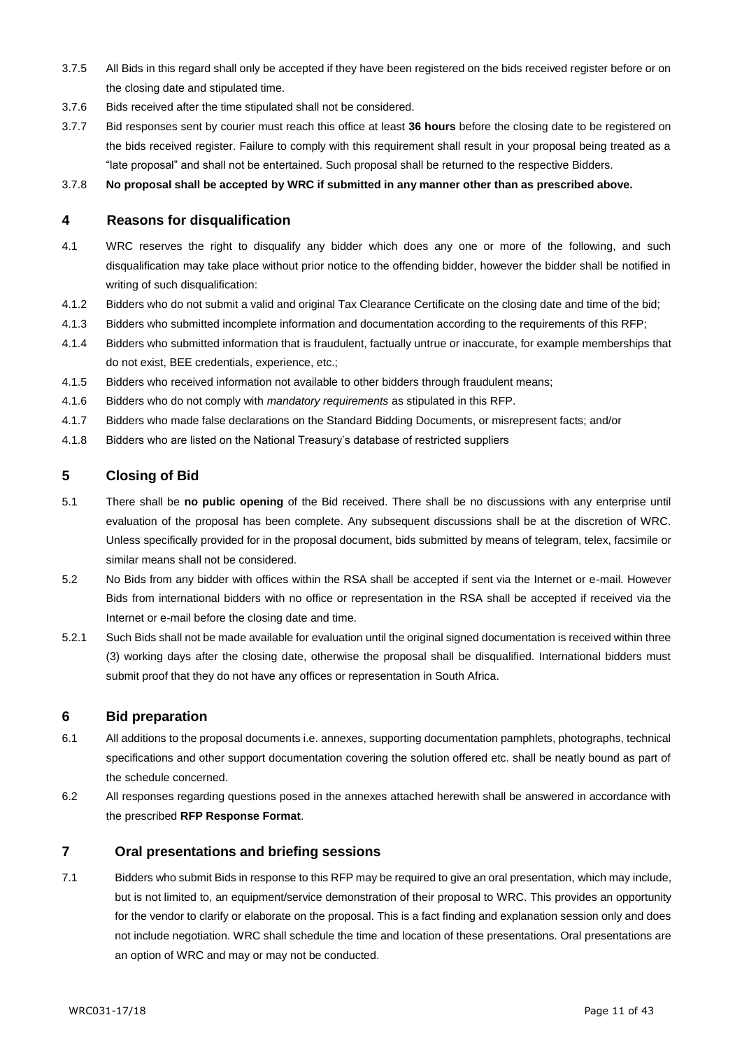3.7.5 All Bids in this regard shall only be accepted if they have been registered on the bids received register before or on the closing date and stipulated time.

3.7.6 Bids received after the time stipulated shall not be considered.

3.7.7 Bid responses sent by courier must reach this office at least **36 hours** before the closing date to be registered on the bids received register. Failure to comply with this requirement shall result in your proposal being treated as a "late proposal" and shall not be entertained. Such proposal shall be returned to the respective Bidders.

3.7.8 **No proposal shall be accepted by WRC if submitted in any manner other than as prescribed above.**

## 4 Reasons for disqualification

4.1 WRC reserves the right to disqualify any bidder which does any one or more of the following, and such disqualification may take place without prior notice to the offending bidder, however the bidder shall be notified in writing of such disqualification:

4.1.2 Bidders who do not submit a valid and original Tax Clearance Certificate on the closing date and time of the bid;

4.1.3 Bidders who submitted incomplete information and documentation according to the requirements of this RFP;

4.1.4 Bidders who submitted information that is fraudulent, factually untrue or inaccurate, for example memberships that do not exist, BEE credentials, experience, etc.;

4.1.5 Bidders who received information not available to other bidders through fraudulent means;

4.1.6 Bidders who do not comply with *mandatory requirements* as stipulated in this RFP.

4.1.7 Bidders who made false declarations on the Standard Bidding Documents, or misrepresent facts; and/or

4.1.8 Bidders who are listed on the National Treasury's database of restricted suppliers

## 5 Closing of Bid

5.1 There shall be **no public opening** of the Bid received. There shall be no discussions with any enterprise until evaluation of the proposal has been complete. Any subsequent discussions shall be at the discretion of WRC. Unless specifically provided for in the proposal document, bids submitted by means of telegram, telex, facsimile or similar means shall not be considered.

5.2 No Bids from any bidder with offices within the RSA shall be accepted if sent via the Internet or e-mail. However Bids from international bidders with no office or representation in the RSA shall be accepted if received via the Internet or e-mail before the closing date and time.

5.2.1 Such Bids shall not be made available for evaluation until the original signed documentation is received within three (3) working days after the closing date, otherwise the proposal shall be disqualified. International bidders must submit proof that they do not have any offices or representation in South Africa.

## 6 Bid preparation

6.1 All additions to the proposal documents i.e. annexes, supporting documentation pamphlets, photographs, technical specifications and other support documentation covering the solution offered etc. shall be neatly bound as part of the schedule concerned.

6.2 All responses regarding questions posed in the annexes attached herewith shall be answered in accordance with the prescribed **RFP Response Format**.

## 7 Oral presentations and briefing sessions

7.1 Bidders who submit Bids in response to this RFP may be required to give an oral presentation, which may include, but is not limited to, an equipment/service demonstration of their proposal to WRC. This provides an opportunity for the vendor to clarify or elaborate on the proposal. This is a fact finding and explanation session only and does not include negotiation. WRC shall schedule the time and location of these presentations. Oral presentations are an option of WRC and may or may not be conducted.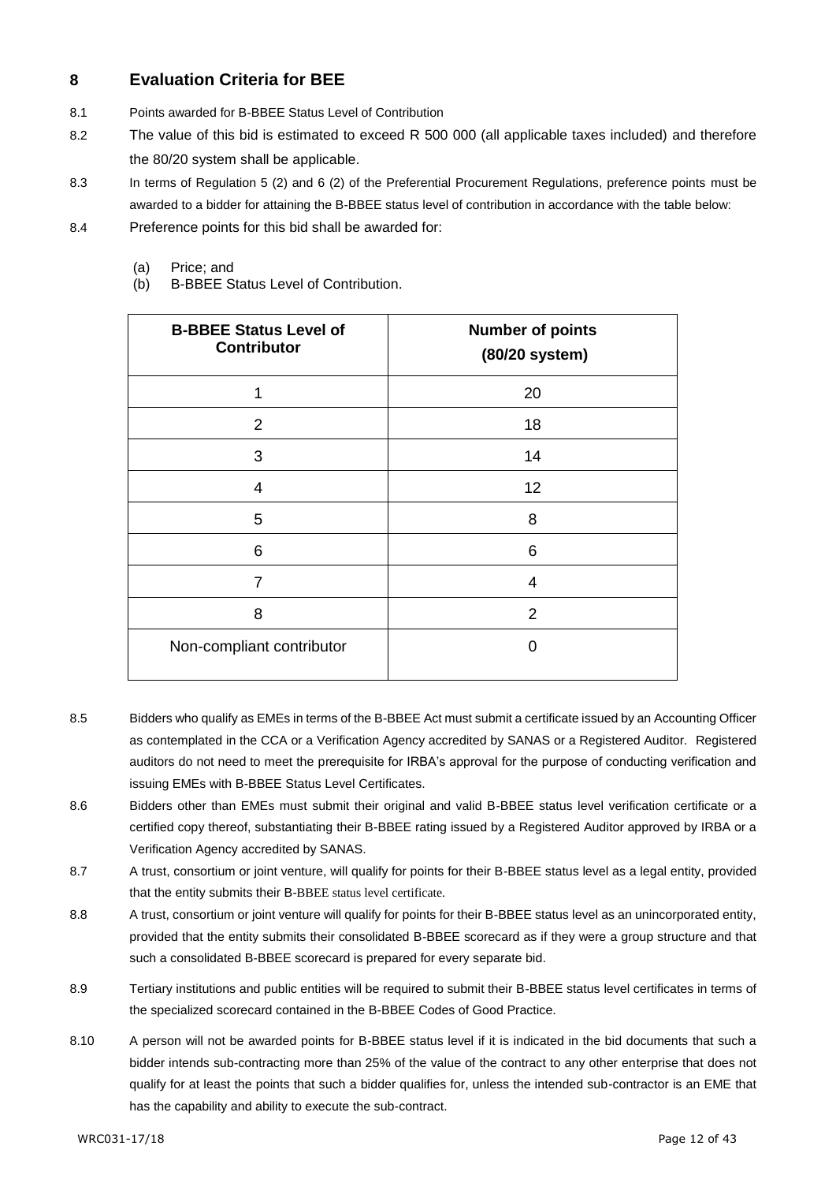## 8 Evaluation Criteria for BEE

8.1 Points awarded for B-BBEE Status Level of Contribution

8.2 The value of this bid is estimated to exceed R 500 000 (all applicable taxes included) and therefore the 80/20 system shall be applicable.

8.3 In terms of Regulation 5 (2) and 6 (2) of the Preferential Procurement Regulations, preference points must be awarded to a bidder for attaining the B-BBEE status level of contribution in accordance with the table below:

8.4 Preference points for this bid shall be awarded for:

(a) Price; and
(b) B-BBEE Status Level of Contribution.

| B-BBEE Status Level of Contributor | Number of points (80/20 system) |
|---|---|
| 1 | 20 |
| 2 | 18 |
| 3 | 14 |
| 4 | 12 |
| 5 | 8 |
| 6 | 6 |
| 7 | 4 |
| 8 | 2 |
| Non-compliant contributor | 0 |

8.5 Bidders who qualify as EMEs in terms of the B-BBEE Act must submit a certificate issued by an Accounting Officer as contemplated in the CCA or a Verification Agency accredited by SANAS or a Registered Auditor. Registered auditors do not need to meet the prerequisite for IRBA's approval for the purpose of conducting verification and issuing EMEs with B-BBEE Status Level Certificates.

8.6 Bidders other than EMEs must submit their original and valid B-BBEE status level verification certificate or a certified copy thereof, substantiating their B-BBEE rating issued by a Registered Auditor approved by IRBA or a Verification Agency accredited by SANAS.

8.7 A trust, consortium or joint venture, will qualify for points for their B-BBEE status level as a legal entity, provided that the entity submits their B-BBEE status level certificate.

8.8 A trust, consortium or joint venture will qualify for points for their B-BBEE status level as an unincorporated entity, provided that the entity submits their consolidated B-BBEE scorecard as if they were a group structure and that such a consolidated B-BBEE scorecard is prepared for every separate bid.

8.9 Tertiary institutions and public entities will be required to submit their B-BBEE status level certificates in terms of the specialized scorecard contained in the B-BBEE Codes of Good Practice.

8.10 A person will not be awarded points for B-BBEE status level if it is indicated in the bid documents that such a bidder intends sub-contracting more than 25% of the value of the contract to any other enterprise that does not qualify for at least the points that such a bidder qualifies for, unless the intended sub-contractor is an EME that has the capability and ability to execute the sub-contract.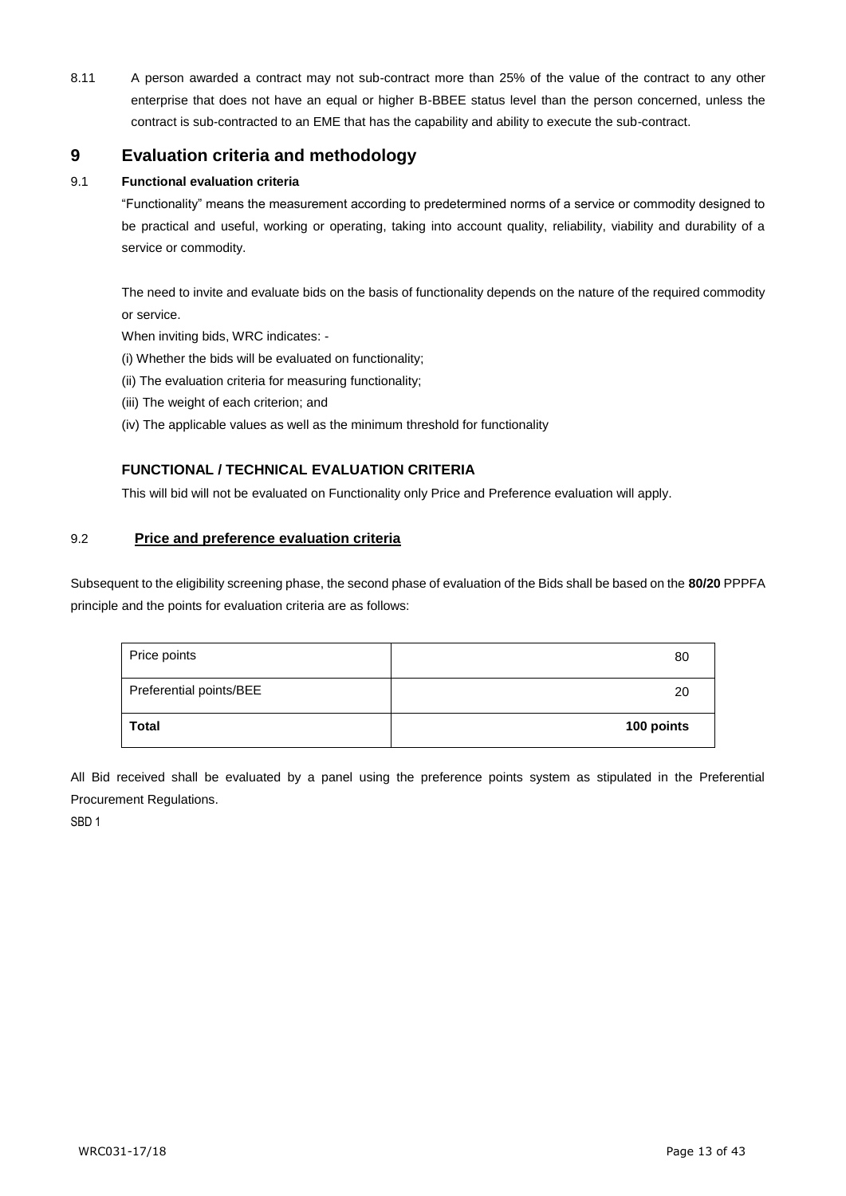8.11 A person awarded a contract may not sub-contract more than 25% of the value of the contract to any other enterprise that does not have an equal or higher B-BBEE status level than the person concerned, unless the contract is sub-contracted to an EME that has the capability and ability to execute the sub-contract.

# 9 Evaluation criteria and methodology

## 9.1 Functional evaluation criteria

"Functionality" means the measurement according to predetermined norms of a service or commodity designed to be practical and useful, working or operating, taking into account quality, reliability, viability and durability of a service or commodity.

The need to invite and evaluate bids on the basis of functionality depends on the nature of the required commodity or service.

When inviting bids, WRC indicates: -

(i) Whether the bids will be evaluated on functionality;

(ii) The evaluation criteria for measuring functionality;

(iii) The weight of each criterion; and

(iv) The applicable values as well as the minimum threshold for functionality

### FUNCTIONAL / TECHNICAL EVALUATION CRITERIA

This will bid will not be evaluated on Functionality only Price and Preference evaluation will apply.

## 9.2 Price and preference evaluation criteria

Subsequent to the eligibility screening phase, the second phase of evaluation of the Bids shall be based on the **80/20** PPPFA principle and the points for evaluation criteria are as follows:

| | |
|---|---|
| Price points | 80 |
| Preferential points/BEE | 20 |
| **Total** | **100 points** |

All Bid received shall be evaluated by a panel using the preference points system as stipulated in the Preferential Procurement Regulations.

SBD 1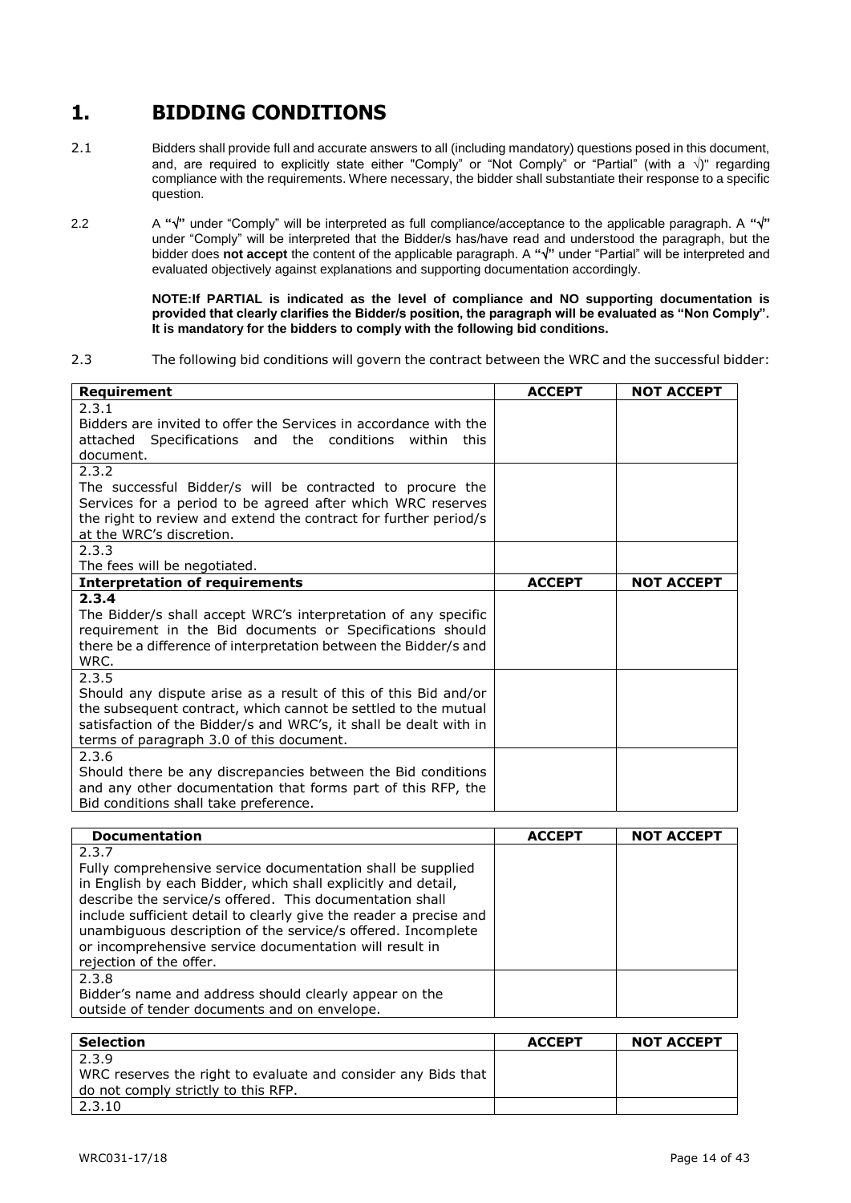# 1. BIDDING CONDITIONS

2.1 Bidders shall provide full and accurate answers to all (including mandatory) questions posed in this document, and, are required to explicitly state either "Comply" or "Not Comply" or "Partial" (with a √)" regarding compliance with the requirements. Where necessary, the bidder shall substantiate their response to a specific question.

2.2 A **"√"** under "Comply" will be interpreted as full compliance/acceptance to the applicable paragraph. A **"√"** under "Comply" will be interpreted that the Bidder/s has/have read and understood the paragraph, but the bidder does **not accept** the content of the applicable paragraph. A **"√"** under "Partial" will be interpreted and evaluated objectively against explanations and supporting documentation accordingly.

**NOTE:If PARTIAL is indicated as the level of compliance and NO supporting documentation is provided that clearly clarifies the Bidder/s position, the paragraph will be evaluated as "Non Comply". It is mandatory for the bidders to comply with the following bid conditions.**

2.3 The following bid conditions will govern the contract between the WRC and the successful bidder:

| Requirement | ACCEPT | NOT ACCEPT |
|---|---|---|
| 2.3.1<br>Bidders are invited to offer the Services in accordance with the attached Specifications and the conditions within this document. | | |
| 2.3.2<br>The successful Bidder/s will be contracted to procure the Services for a period to be agreed after which WRC reserves the right to review and extend the contract for further period/s at the WRC's discretion. | | |
| 2.3.3<br>The fees will be negotiated. | | |
| **Interpretation of requirements** | **ACCEPT** | **NOT ACCEPT** |
| **2.3.4**<br>The Bidder/s shall accept WRC's interpretation of any specific requirement in the Bid documents or Specifications should there be a difference of interpretation between the Bidder/s and WRC. | | |
| 2.3.5<br>Should any dispute arise as a result of this of this Bid and/or the subsequent contract, which cannot be settled to the mutual satisfaction of the Bidder/s and WRC's, it shall be dealt with in terms of paragraph 3.0 of this document. | | |
| 2.3.6<br>Should there be any discrepancies between the Bid conditions and any other documentation that forms part of this RFP, the Bid conditions shall take preference. | | |

| Documentation | ACCEPT | NOT ACCEPT |
|---|---|---|
| 2.3.7<br>Fully comprehensive service documentation shall be supplied in English by each Bidder, which shall explicitly and detail, describe the service/s offered. This documentation shall include sufficient detail to clearly give the reader a precise and unambiguous description of the service/s offered. Incomplete or incomprehensive service documentation will result in rejection of the offer. | | |
| 2.3.8<br>Bidder's name and address should clearly appear on the outside of tender documents and on envelope. | | |

| Selection | ACCEPT | NOT ACCEPT |
|---|---|---|
| 2.3.9<br>WRC reserves the right to evaluate and consider any Bids that do not comply strictly to this RFP. | | |
| 2.3.10 | | |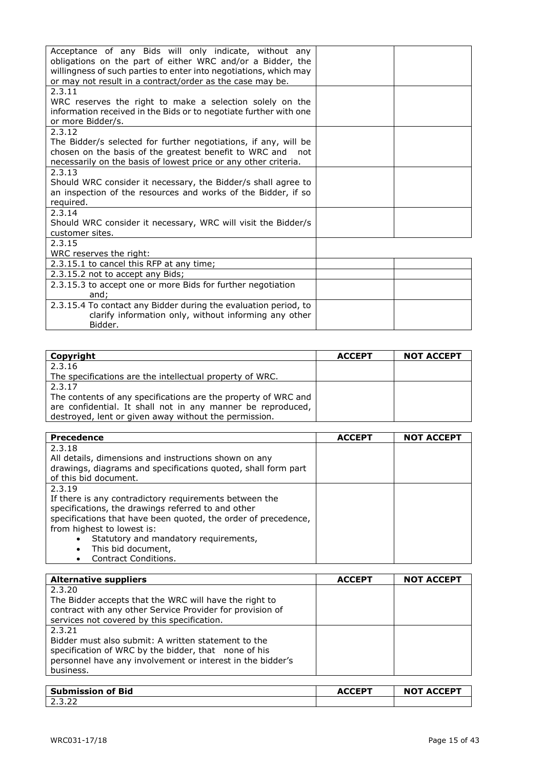| | | |
|---|---|---|
| Acceptance of any Bids will only indicate, without any obligations on the part of either WRC and/or a Bidder, the willingness of such parties to enter into negotiations, which may or may not result in a contract/order as the case may be. | | |
| 2.3.11<br>WRC reserves the right to make a selection solely on the information received in the Bids or to negotiate further with one or more Bidder/s. | | |
| 2.3.12<br>The Bidder/s selected for further negotiations, if any, will be chosen on the basis of the greatest benefit to WRC and not necessarily on the basis of lowest price or any other criteria. | | |
| 2.3.13<br>Should WRC consider it necessary, the Bidder/s shall agree to an inspection of the resources and works of the Bidder, if so required. | | |
| 2.3.14<br>Should WRC consider it necessary, WRC will visit the Bidder/s customer sites. | | |
| 2.3.15<br>WRC reserves the right: | | |
| 2.3.15.1 to cancel this RFP at any time; | | |
| 2.3.15.2 not to accept any Bids; | | |
| 2.3.15.3 to accept one or more Bids for further negotiation and; | | |
| 2.3.15.4 To contact any Bidder during the evaluation period, to clarify information only, without informing any other Bidder. | | |

| Copyright | ACCEPT | NOT ACCEPT |
|---|---|---|
| 2.3.16<br>The specifications are the intellectual property of WRC. | | |
| 2.3.17<br>The contents of any specifications are the property of WRC and are confidential. It shall not in any manner be reproduced, destroyed, lent or given away without the permission. | | |

| Precedence | ACCEPT | NOT ACCEPT |
|---|---|---|
| 2.3.18<br>All details, dimensions and instructions shown on any drawings, diagrams and specifications quoted, shall form part of this bid document. | | |
| 2.3.19<br>If there is any contradictory requirements between the specifications, the drawings referred to and other specifications that have been quoted, the order of precedence, from highest to lowest is:<br>• Statutory and mandatory requirements,<br>• This bid document,<br>• Contract Conditions. | | |

| Alternative suppliers | ACCEPT | NOT ACCEPT |
|---|---|---|
| 2.3.20<br>The Bidder accepts that the WRC will have the right to contract with any other Service Provider for provision of services not covered by this specification. | | |
| 2.3.21<br>Bidder must also submit: A written statement to the specification of WRC by the bidder, that none of his personnel have any involvement or interest in the bidder's business. | | |

| Submission of Bid | ACCEPT | NOT ACCEPT |
|---|---|---|
| 2.3.22 | | |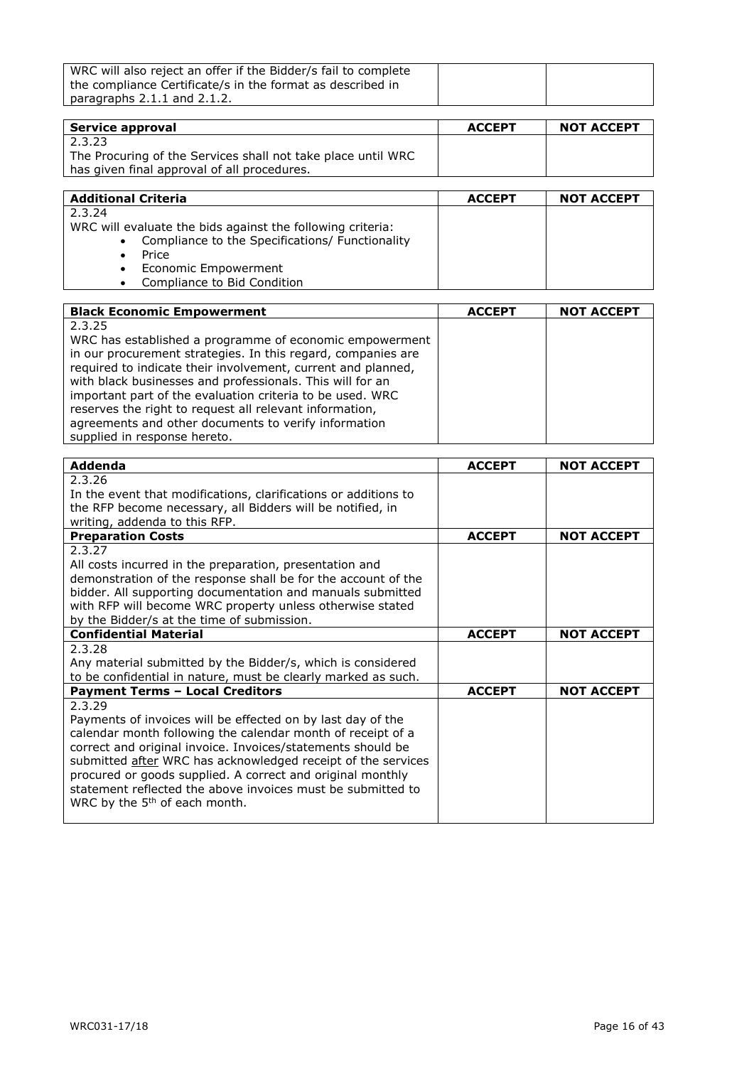| WRC will also reject an offer if the Bidder/s fail to complete the compliance Certificate/s in the format as described in paragraphs 2.1.1 and 2.1.2. | | |
| --- | --- | --- |

| **Service approval** | **ACCEPT** | **NOT ACCEPT** |
| --- | --- | --- |
| 2.3.23<br>The Procuring of the Services shall not take place until WRC has given final approval of all procedures. | | |

| **Additional Criteria** | **ACCEPT** | **NOT ACCEPT** |
| --- | --- | --- |
| 2.3.24<br>WRC will evaluate the bids against the following criteria:<br>• Compliance to the Specifications/ Functionality<br>• Price<br>• Economic Empowerment<br>• Compliance to Bid Condition | | |

| **Black Economic Empowerment** | **ACCEPT** | **NOT ACCEPT** |
| --- | --- | --- |
| 2.3.25<br>WRC has established a programme of economic empowerment in our procurement strategies. In this regard, companies are required to indicate their involvement, current and planned, with black businesses and professionals. This will for an important part of the evaluation criteria to be used. WRC reserves the right to request all relevant information, agreements and other documents to verify information supplied in response hereto. | | |

| **Addenda** | **ACCEPT** | **NOT ACCEPT** |
| --- | --- | --- |
| 2.3.26<br>In the event that modifications, clarifications or additions to the RFP become necessary, all Bidders will be notified, in writing, addenda to this RFP. | | |
| **Preparation Costs** | **ACCEPT** | **NOT ACCEPT** |
| 2.3.27<br>All costs incurred in the preparation, presentation and demonstration of the response shall be for the account of the bidder. All supporting documentation and manuals submitted with RFP will become WRC property unless otherwise stated by the Bidder/s at the time of submission. | | |
| **Confidential Material** | **ACCEPT** | **NOT ACCEPT** |
| 2.3.28<br>Any material submitted by the Bidder/s, which is considered to be confidential in nature, must be clearly marked as such. | | |
| **Payment Terms – Local Creditors** | **ACCEPT** | **NOT ACCEPT** |
| 2.3.29<br>Payments of invoices will be effected on by last day of the calendar month following the calendar month of receipt of a correct and original invoice. Invoices/statements should be submitted <u>after</u> WRC has acknowledged receipt of the services procured or goods supplied. A correct and original monthly statement reflected the above invoices must be submitted to WRC by the 5th of each month. | | |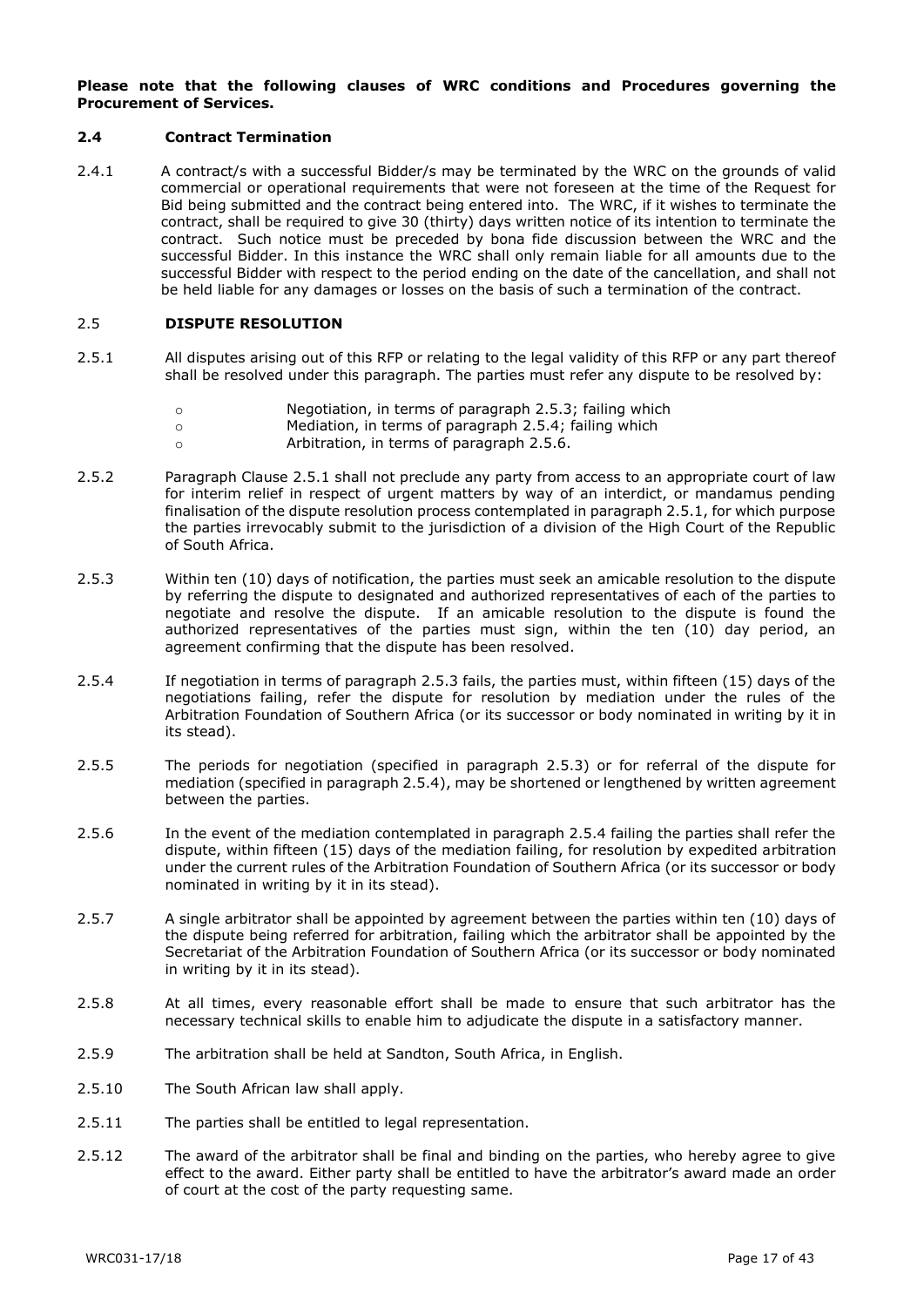**Please note that the following clauses of WRC conditions and Procedures governing the Procurement of Services.**

### 2.4 Contract Termination

2.4.1 A contract/s with a successful Bidder/s may be terminated by the WRC on the grounds of valid commercial or operational requirements that were not foreseen at the time of the Request for Bid being submitted and the contract being entered into. The WRC, if it wishes to terminate the contract, shall be required to give 30 (thirty) days written notice of its intention to terminate the contract. Such notice must be preceded by bona fide discussion between the WRC and the successful Bidder. In this instance the WRC shall only remain liable for all amounts due to the successful Bidder with respect to the period ending on the date of the cancellation, and shall not be held liable for any damages or losses on the basis of such a termination of the contract.

### 2.5 DISPUTE RESOLUTION

2.5.1 All disputes arising out of this RFP or relating to the legal validity of this RFP or any part thereof shall be resolved under this paragraph. The parties must refer any dispute to be resolved by:

- Negotiation, in terms of paragraph 2.5.3; failing which
- Mediation, in terms of paragraph 2.5.4; failing which
- Arbitration, in terms of paragraph 2.5.6.

2.5.2 Paragraph Clause 2.5.1 shall not preclude any party from access to an appropriate court of law for interim relief in respect of urgent matters by way of an interdict, or mandamus pending finalisation of the dispute resolution process contemplated in paragraph 2.5.1, for which purpose the parties irrevocably submit to the jurisdiction of a division of the High Court of the Republic of South Africa.

2.5.3 Within ten (10) days of notification, the parties must seek an amicable resolution to the dispute by referring the dispute to designated and authorized representatives of each of the parties to negotiate and resolve the dispute. If an amicable resolution to the dispute is found the authorized representatives of the parties must sign, within the ten (10) day period, an agreement confirming that the dispute has been resolved.

2.5.4 If negotiation in terms of paragraph 2.5.3 fails, the parties must, within fifteen (15) days of the negotiations failing, refer the dispute for resolution by mediation under the rules of the Arbitration Foundation of Southern Africa (or its successor or body nominated in writing by it in its stead).

2.5.5 The periods for negotiation (specified in paragraph 2.5.3) or for referral of the dispute for mediation (specified in paragraph 2.5.4), may be shortened or lengthened by written agreement between the parties.

2.5.6 In the event of the mediation contemplated in paragraph 2.5.4 failing the parties shall refer the dispute, within fifteen (15) days of the mediation failing, for resolution by expedited arbitration under the current rules of the Arbitration Foundation of Southern Africa (or its successor or body nominated in writing by it in its stead).

2.5.7 A single arbitrator shall be appointed by agreement between the parties within ten (10) days of the dispute being referred for arbitration, failing which the arbitrator shall be appointed by the Secretariat of the Arbitration Foundation of Southern Africa (or its successor or body nominated in writing by it in its stead).

2.5.8 At all times, every reasonable effort shall be made to ensure that such arbitrator has the necessary technical skills to enable him to adjudicate the dispute in a satisfactory manner.

2.5.9 The arbitration shall be held at Sandton, South Africa, in English.

2.5.10 The South African law shall apply.

2.5.11 The parties shall be entitled to legal representation.

2.5.12 The award of the arbitrator shall be final and binding on the parties, who hereby agree to give effect to the award. Either party shall be entitled to have the arbitrator's award made an order of court at the cost of the party requesting same.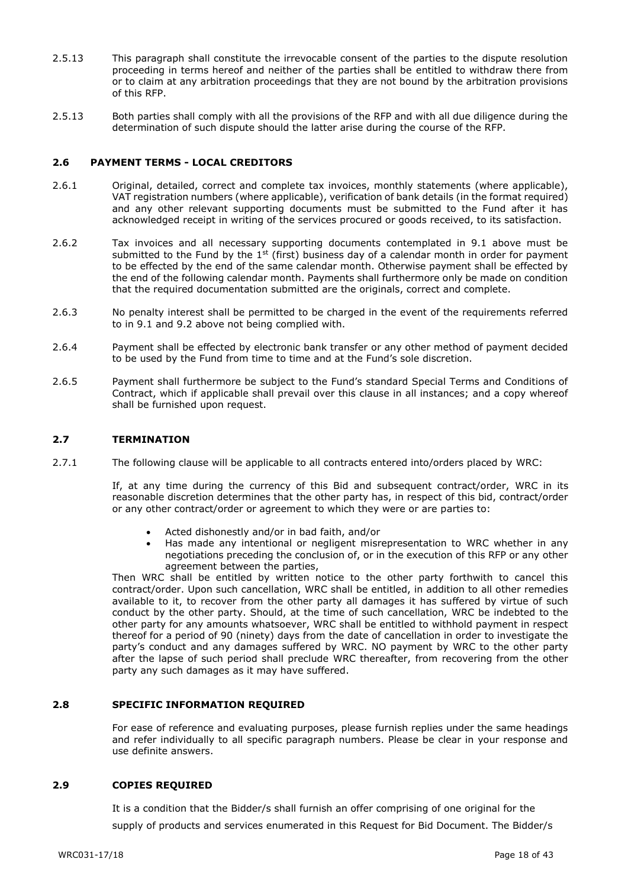2.5.13 This paragraph shall constitute the irrevocable consent of the parties to the dispute resolution proceeding in terms hereof and neither of the parties shall be entitled to withdraw there from or to claim at any arbitration proceedings that they are not bound by the arbitration provisions of this RFP.

2.5.13 Both parties shall comply with all the provisions of the RFP and with all due diligence during the determination of such dispute should the latter arise during the course of the RFP.

### 2.6 PAYMENT TERMS - LOCAL CREDITORS

2.6.1 Original, detailed, correct and complete tax invoices, monthly statements (where applicable), VAT registration numbers (where applicable), verification of bank details (in the format required) and any other relevant supporting documents must be submitted to the Fund after it has acknowledged receipt in writing of the services procured or goods received, to its satisfaction.

2.6.2 Tax invoices and all necessary supporting documents contemplated in 9.1 above must be submitted to the Fund by the 1st (first) business day of a calendar month in order for payment to be effected by the end of the same calendar month. Otherwise payment shall be effected by the end of the following calendar month. Payments shall furthermore only be made on condition that the required documentation submitted are the originals, correct and complete.

2.6.3 No penalty interest shall be permitted to be charged in the event of the requirements referred to in 9.1 and 9.2 above not being complied with.

2.6.4 Payment shall be effected by electronic bank transfer or any other method of payment decided to be used by the Fund from time to time and at the Fund's sole discretion.

2.6.5 Payment shall furthermore be subject to the Fund's standard Special Terms and Conditions of Contract, which if applicable shall prevail over this clause in all instances; and a copy whereof shall be furnished upon request.

### 2.7 TERMINATION

2.7.1 The following clause will be applicable to all contracts entered into/orders placed by WRC:

If, at any time during the currency of this Bid and subsequent contract/order, WRC in its reasonable discretion determines that the other party has, in respect of this bid, contract/order or any other contract/order or agreement to which they were or are parties to:

- Acted dishonestly and/or in bad faith, and/or
- Has made any intentional or negligent misrepresentation to WRC whether in any negotiations preceding the conclusion of, or in the execution of this RFP or any other agreement between the parties,

Then WRC shall be entitled by written notice to the other party forthwith to cancel this contract/order. Upon such cancellation, WRC shall be entitled, in addition to all other remedies available to it, to recover from the other party all damages it has suffered by virtue of such conduct by the other party. Should, at the time of such cancellation, WRC be indebted to the other party for any amounts whatsoever, WRC shall be entitled to withhold payment in respect thereof for a period of 90 (ninety) days from the date of cancellation in order to investigate the party's conduct and any damages suffered by WRC. NO payment by WRC to the other party after the lapse of such period shall preclude WRC thereafter, from recovering from the other party any such damages as it may have suffered.

### 2.8 SPECIFIC INFORMATION REQUIRED

For ease of reference and evaluating purposes, please furnish replies under the same headings and refer individually to all specific paragraph numbers. Please be clear in your response and use definite answers.

### 2.9 COPIES REQUIRED

It is a condition that the Bidder/s shall furnish an offer comprising of one original for the supply of products and services enumerated in this Request for Bid Document. The Bidder/s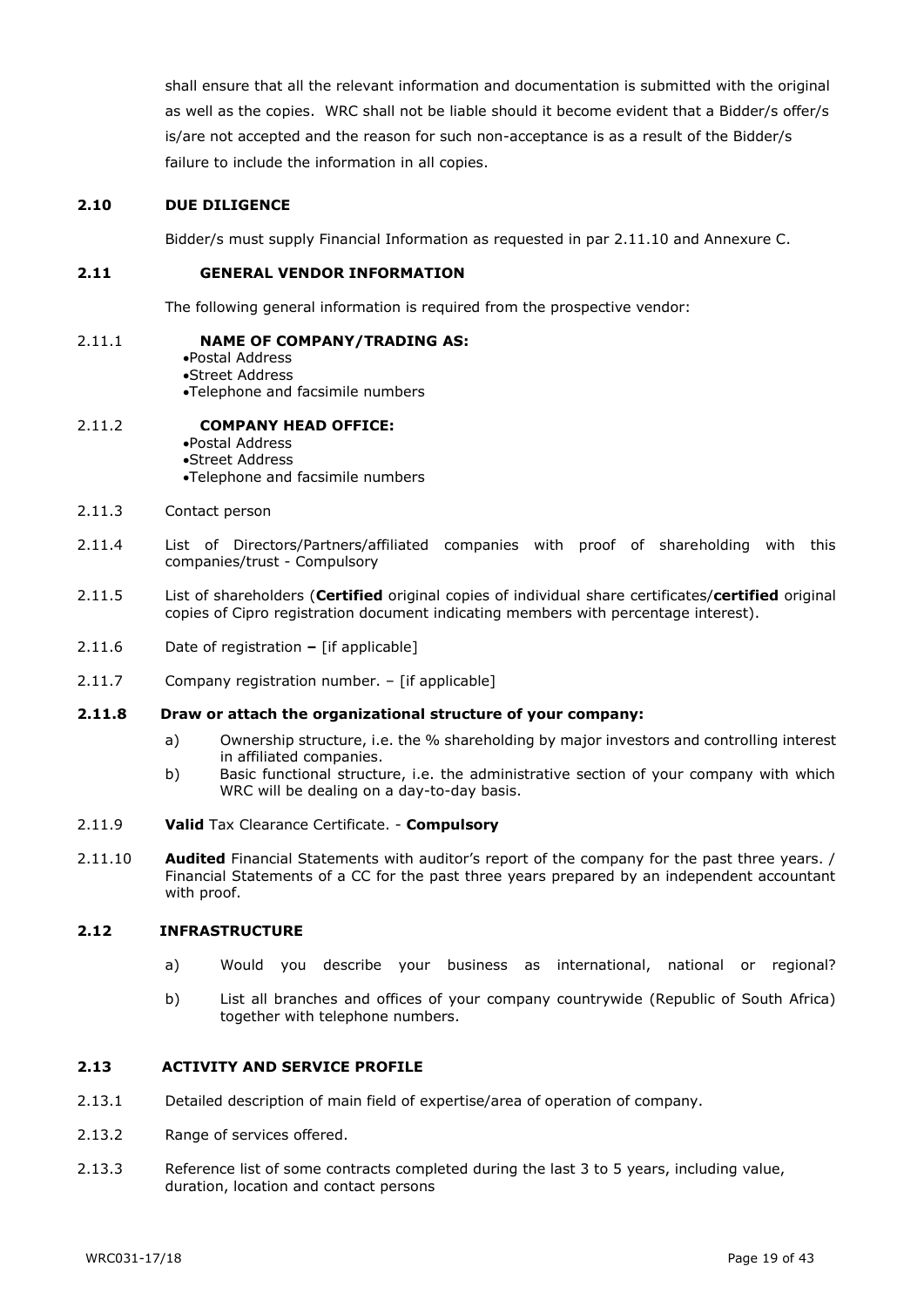shall ensure that all the relevant information and documentation is submitted with the original as well as the copies. WRC shall not be liable should it become evident that a Bidder/s offer/s is/are not accepted and the reason for such non-acceptance is as a result of the Bidder/s failure to include the information in all copies.

### 2.10 DUE DILIGENCE

Bidder/s must supply Financial Information as requested in par 2.11.10 and Annexure C.

### 2.11 GENERAL VENDOR INFORMATION

The following general information is required from the prospective vendor:

2.11.1 **NAME OF COMPANY/TRADING AS:**

- Postal Address
- Street Address
- Telephone and facsimile numbers

2.11.2 **COMPANY HEAD OFFICE:**

- Postal Address
- Street Address
- Telephone and facsimile numbers

2.11.3 Contact person

2.11.4 List of Directors/Partners/affiliated companies with proof of shareholding with this companies/trust - Compulsory

2.11.5 List of shareholders (**Certified** original copies of individual share certificates/**certified** original copies of Cipro registration document indicating members with percentage interest).

2.11.6 Date of registration **–** [if applicable]

2.11.7 Company registration number. – [if applicable]

**2.11.8 Draw or attach the organizational structure of your company:**

a) Ownership structure, i.e. the % shareholding by major investors and controlling interest in affiliated companies.

b) Basic functional structure, i.e. the administrative section of your company with which WRC will be dealing on a day-to-day basis.

2.11.9 **Valid** Tax Clearance Certificate. - **Compulsory**

2.11.10 **Audited** Financial Statements with auditor's report of the company for the past three years. / Financial Statements of a CC for the past three years prepared by an independent accountant with proof.

### 2.12 INFRASTRUCTURE

a) Would you describe your business as international, national or regional?

b) List all branches and offices of your company countrywide (Republic of South Africa) together with telephone numbers.

### 2.13 ACTIVITY AND SERVICE PROFILE

2.13.1 Detailed description of main field of expertise/area of operation of company.

2.13.2 Range of services offered.

2.13.3 Reference list of some contracts completed during the last 3 to 5 years, including value, duration, location and contact persons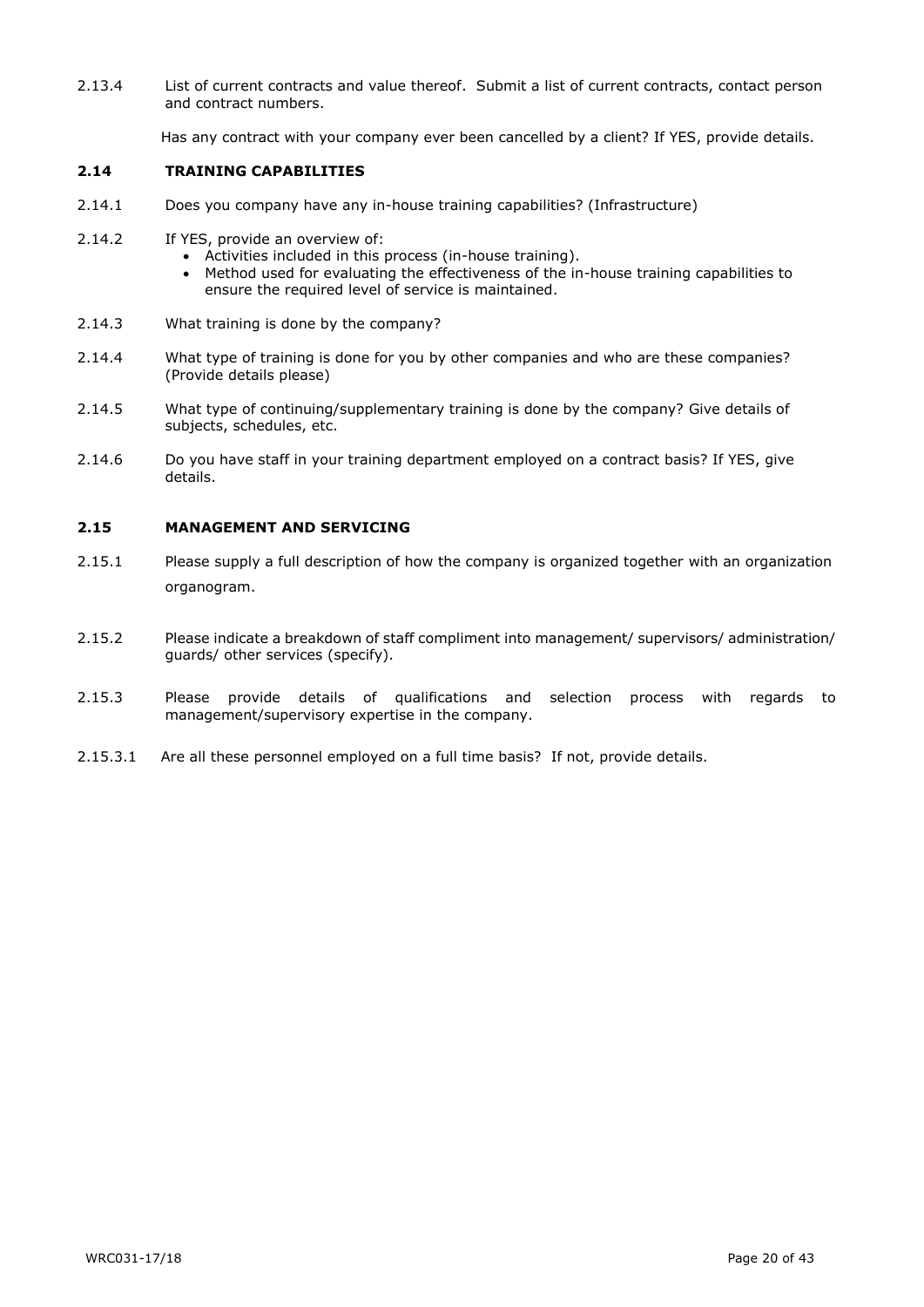2.13.4 List of current contracts and value thereof. Submit a list of current contracts, contact person and contract numbers.

Has any contract with your company ever been cancelled by a client? If YES, provide details.

## 2.14 TRAINING CAPABILITIES

2.14.1 Does you company have any in-house training capabilities? (Infrastructure)

2.14.2 If YES, provide an overview of:

- Activities included in this process (in-house training).
- Method used for evaluating the effectiveness of the in-house training capabilities to ensure the required level of service is maintained.

2.14.3 What training is done by the company?

2.14.4 What type of training is done for you by other companies and who are these companies? (Provide details please)

2.14.5 What type of continuing/supplementary training is done by the company? Give details of subjects, schedules, etc.

2.14.6 Do you have staff in your training department employed on a contract basis? If YES, give details.

## 2.15 MANAGEMENT AND SERVICING

2.15.1 Please supply a full description of how the company is organized together with an organization organogram.

2.15.2 Please indicate a breakdown of staff compliment into management/ supervisors/ administration/ guards/ other services (specify).

2.15.3 Please provide details of qualifications and selection process with regards to management/supervisory expertise in the company.

2.15.3.1 Are all these personnel employed on a full time basis? If not, provide details.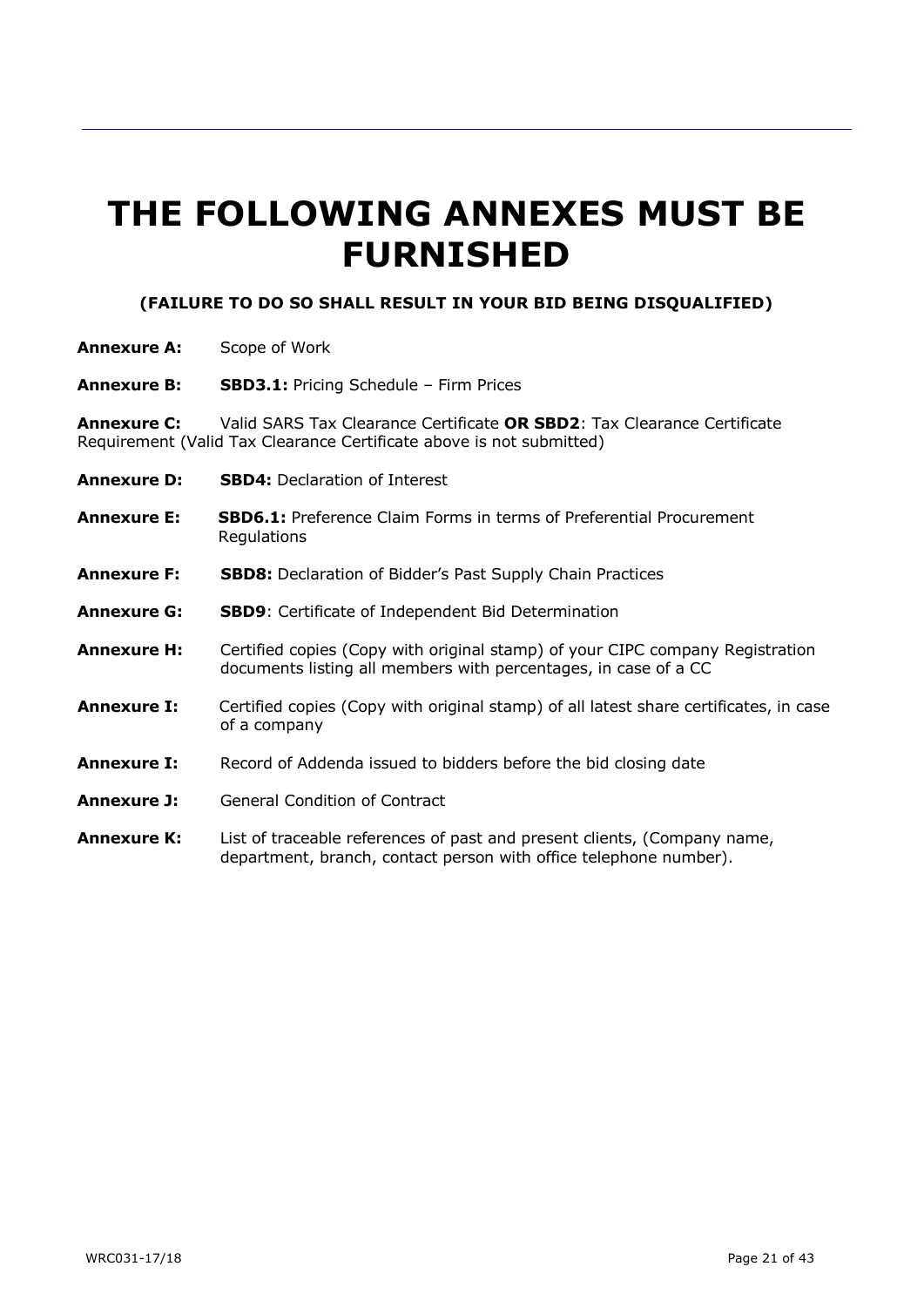# THE FOLLOWING ANNEXES MUST BE FURNISHED

**(FAILURE TO DO SO SHALL RESULT IN YOUR BID BEING DISQUALIFIED)**

**Annexure A:** Scope of Work

**Annexure B:** **SBD3.1:** Pricing Schedule – Firm Prices

**Annexure C:** Valid SARS Tax Clearance Certificate **OR SBD2**: Tax Clearance Certificate Requirement (Valid Tax Clearance Certificate above is not submitted)

**Annexure D:** **SBD4:** Declaration of Interest

**Annexure E:** **SBD6.1:** Preference Claim Forms in terms of Preferential Procurement Regulations

**Annexure F:** **SBD8:** Declaration of Bidder's Past Supply Chain Practices

**Annexure G:** **SBD9**: Certificate of Independent Bid Determination

**Annexure H:** Certified copies (Copy with original stamp) of your CIPC company Registration documents listing all members with percentages, in case of a CC

**Annexure I:** Certified copies (Copy with original stamp) of all latest share certificates, in case of a company

**Annexure I:** Record of Addenda issued to bidders before the bid closing date

**Annexure J:** General Condition of Contract

**Annexure K:** List of traceable references of past and present clients, (Company name, department, branch, contact person with office telephone number).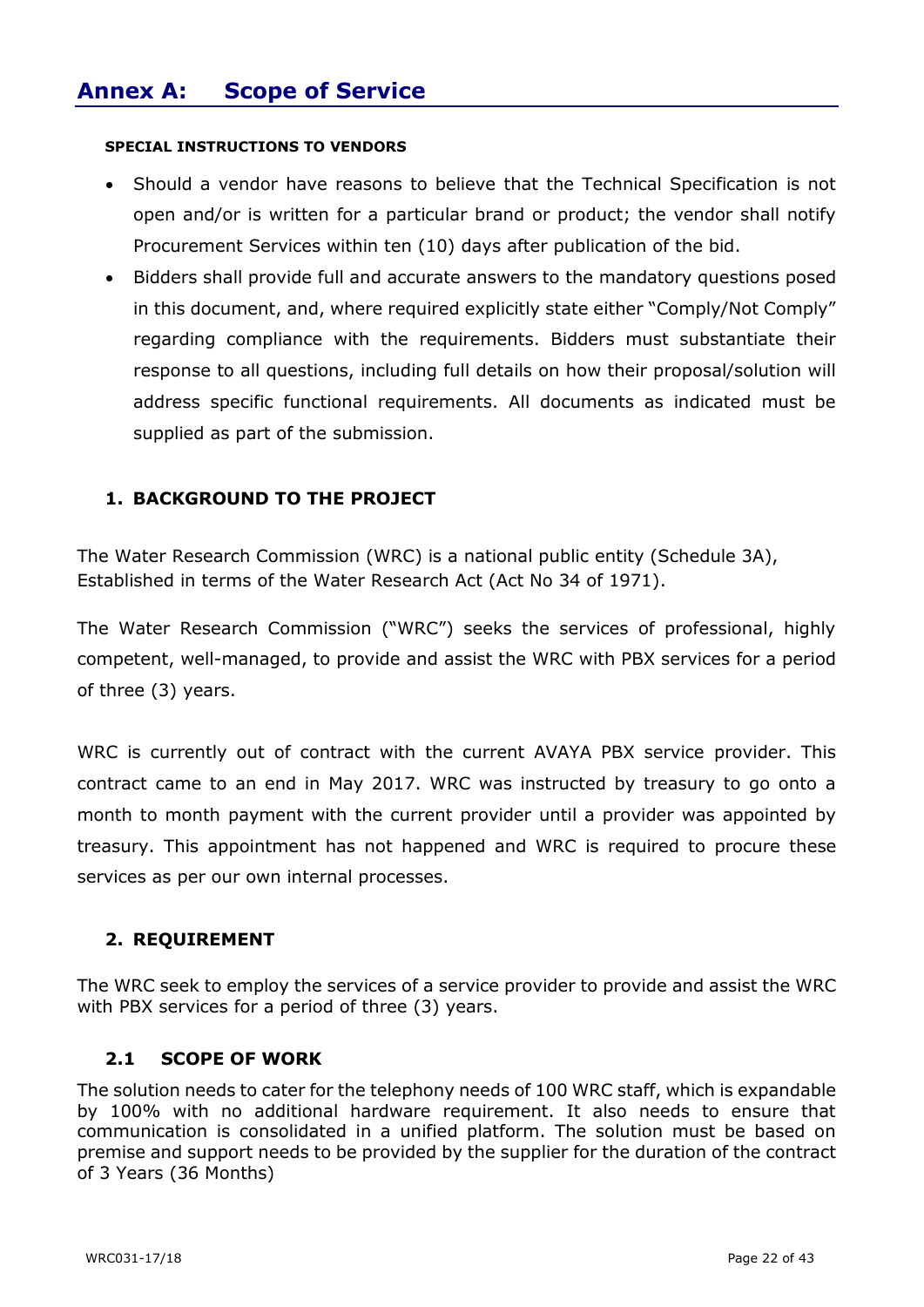# Annex A: Scope of Service

**SPECIAL INSTRUCTIONS TO VENDORS**

- Should a vendor have reasons to believe that the Technical Specification is not open and/or is written for a particular brand or product; the vendor shall notify Procurement Services within ten (10) days after publication of the bid.
- Bidders shall provide full and accurate answers to the mandatory questions posed in this document, and, where required explicitly state either "Comply/Not Comply" regarding compliance with the requirements. Bidders must substantiate their response to all questions, including full details on how their proposal/solution will address specific functional requirements. All documents as indicated must be supplied as part of the submission.

## 1. BACKGROUND TO THE PROJECT

The Water Research Commission (WRC) is a national public entity (Schedule 3A), Established in terms of the Water Research Act (Act No 34 of 1971).

The Water Research Commission ("WRC") seeks the services of professional, highly competent, well-managed, to provide and assist the WRC with PBX services for a period of three (3) years.

WRC is currently out of contract with the current AVAYA PBX service provider. This contract came to an end in May 2017. WRC was instructed by treasury to go onto a month to month payment with the current provider until a provider was appointed by treasury. This appointment has not happened and WRC is required to procure these services as per our own internal processes.

## 2. REQUIREMENT

The WRC seek to employ the services of a service provider to provide and assist the WRC with PBX services for a period of three (3) years.

### 2.1 SCOPE OF WORK

The solution needs to cater for the telephony needs of 100 WRC staff, which is expandable by 100% with no additional hardware requirement. It also needs to ensure that communication is consolidated in a unified platform. The solution must be based on premise and support needs to be provided by the supplier for the duration of the contract of 3 Years (36 Months)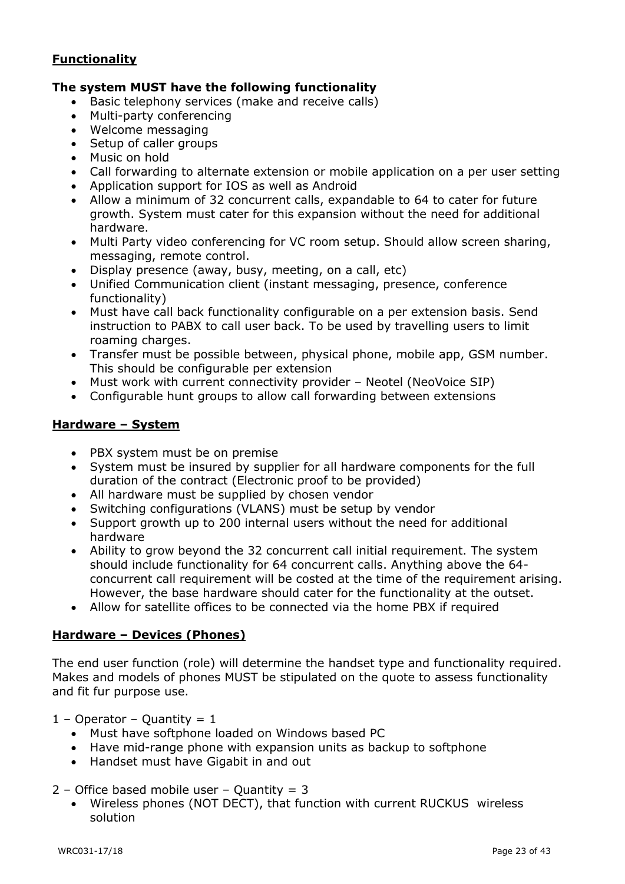## Functionality

**The system MUST have the following functionality**

- Basic telephony services (make and receive calls)
- Multi-party conferencing
- Welcome messaging
- Setup of caller groups
- Music on hold
- Call forwarding to alternate extension or mobile application on a per user setting
- Application support for IOS as well as Android
- Allow a minimum of 32 concurrent calls, expandable to 64 to cater for future growth. System must cater for this expansion without the need for additional hardware.
- Multi Party video conferencing for VC room setup. Should allow screen sharing, messaging, remote control.
- Display presence (away, busy, meeting, on a call, etc)
- Unified Communication client (instant messaging, presence, conference functionality)
- Must have call back functionality configurable on a per extension basis. Send instruction to PABX to call user back. To be used by travelling users to limit roaming charges.
- Transfer must be possible between, physical phone, mobile app, GSM number. This should be configurable per extension
- Must work with current connectivity provider – Neotel (NeoVoice SIP)
- Configurable hunt groups to allow call forwarding between extensions

## Hardware – System

- PBX system must be on premise
- System must be insured by supplier for all hardware components for the full duration of the contract (Electronic proof to be provided)
- All hardware must be supplied by chosen vendor
- Switching configurations (VLANS) must be setup by vendor
- Support growth up to 200 internal users without the need for additional hardware
- Ability to grow beyond the 32 concurrent call initial requirement. The system should include functionality for 64 concurrent calls. Anything above the 64-concurrent call requirement will be costed at the time of the requirement arising. However, the base hardware should cater for the functionality at the outset.
- Allow for satellite offices to be connected via the home PBX if required

## Hardware – Devices (Phones)

The end user function (role) will determine the handset type and functionality required. Makes and models of phones MUST be stipulated on the quote to assess functionality and fit fur purpose use.

1 – Operator – Quantity = 1

- Must have softphone loaded on Windows based PC
- Have mid-range phone with expansion units as backup to softphone
- Handset must have Gigabit in and out

2 – Office based mobile user – Quantity = 3

- Wireless phones (NOT DECT), that function with current RUCKUS wireless solution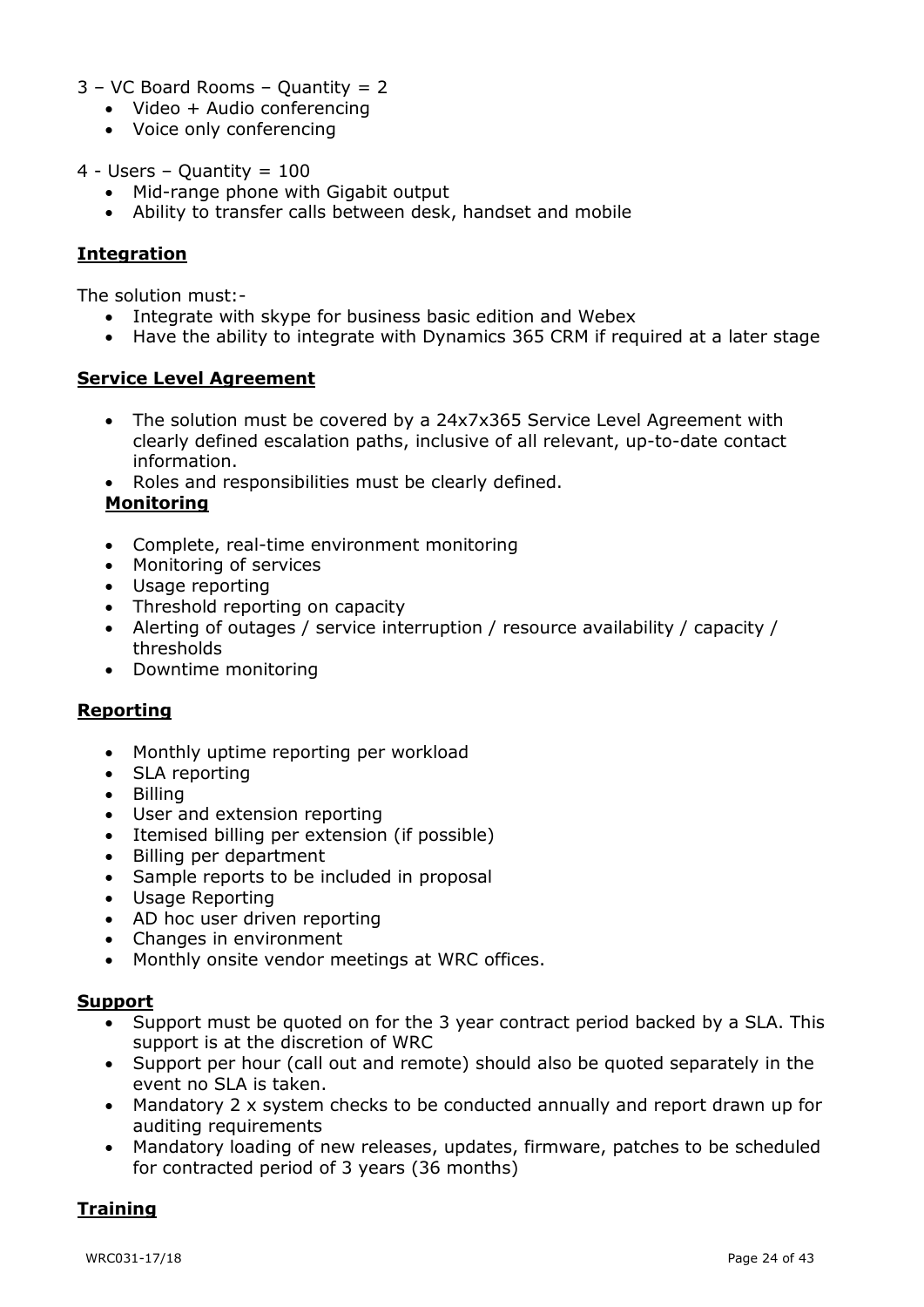3 – VC Board Rooms – Quantity = 2

- Video + Audio conferencing
- Voice only conferencing

4 - Users – Quantity = 100

- Mid-range phone with Gigabit output
- Ability to transfer calls between desk, handset and mobile

**Integration**

The solution must:-

- Integrate with skype for business basic edition and Webex
- Have the ability to integrate with Dynamics 365 CRM if required at a later stage

**Service Level Agreement**

- The solution must be covered by a 24x7x365 Service Level Agreement with clearly defined escalation paths, inclusive of all relevant, up-to-date contact information.
- Roles and responsibilities must be clearly defined.

**Monitoring**

- Complete, real-time environment monitoring
- Monitoring of services
- Usage reporting
- Threshold reporting on capacity
- Alerting of outages / service interruption / resource availability / capacity / thresholds
- Downtime monitoring

**Reporting**

- Monthly uptime reporting per workload
- SLA reporting
- Billing
- User and extension reporting
- Itemised billing per extension (if possible)
- Billing per department
- Sample reports to be included in proposal
- Usage Reporting
- AD hoc user driven reporting
- Changes in environment
- Monthly onsite vendor meetings at WRC offices.

**Support**

- Support must be quoted on for the 3 year contract period backed by a SLA. This support is at the discretion of WRC
- Support per hour (call out and remote) should also be quoted separately in the event no SLA is taken.
- Mandatory 2 x system checks to be conducted annually and report drawn up for auditing requirements
- Mandatory loading of new releases, updates, firmware, patches to be scheduled for contracted period of 3 years (36 months)

**Training**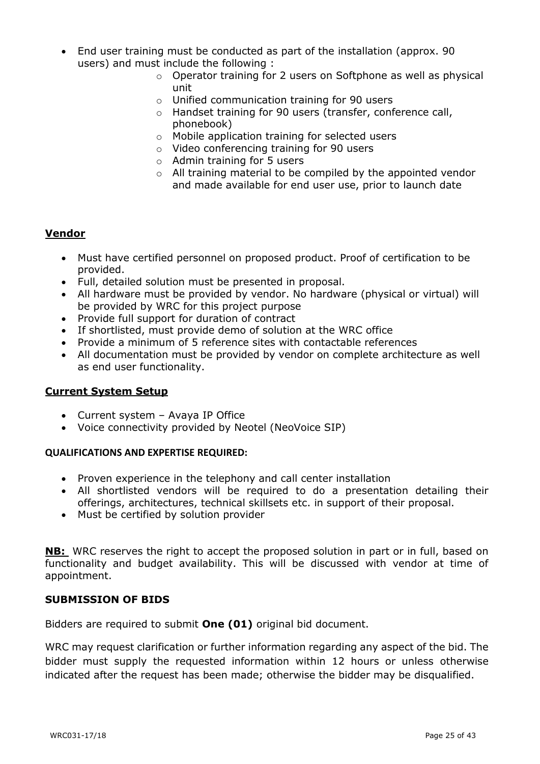- End user training must be conducted as part of the installation (approx. 90 users) and must include the following :
  - Operator training for 2 users on Softphone as well as physical unit
  - Unified communication training for 90 users
  - Handset training for 90 users (transfer, conference call, phonebook)
  - Mobile application training for selected users
  - Video conferencing training for 90 users
  - Admin training for 5 users
  - All training material to be compiled by the appointed vendor and made available for end user use, prior to launch date

**Vendor**

- Must have certified personnel on proposed product. Proof of certification to be provided.
- Full, detailed solution must be presented in proposal.
- All hardware must be provided by vendor. No hardware (physical or virtual) will be provided by WRC for this project purpose
- Provide full support for duration of contract
- If shortlisted, must provide demo of solution at the WRC office
- Provide a minimum of 5 reference sites with contactable references
- All documentation must be provided by vendor on complete architecture as well as end user functionality.

**Current System Setup**

- Current system – Avaya IP Office
- Voice connectivity provided by Neotel (NeoVoice SIP)

**QUALIFICATIONS AND EXPERTISE REQUIRED:**

- Proven experience in the telephony and call center installation
- All shortlisted vendors will be required to do a presentation detailing their offerings, architectures, technical skillsets etc. in support of their proposal.
- Must be certified by solution provider

**NB:** WRC reserves the right to accept the proposed solution in part or in full, based on functionality and budget availability. This will be discussed with vendor at time of appointment.

**SUBMISSION OF BIDS**

Bidders are required to submit **One (01)** original bid document.

WRC may request clarification or further information regarding any aspect of the bid. The bidder must supply the requested information within 12 hours or unless otherwise indicated after the request has been made; otherwise the bidder may be disqualified.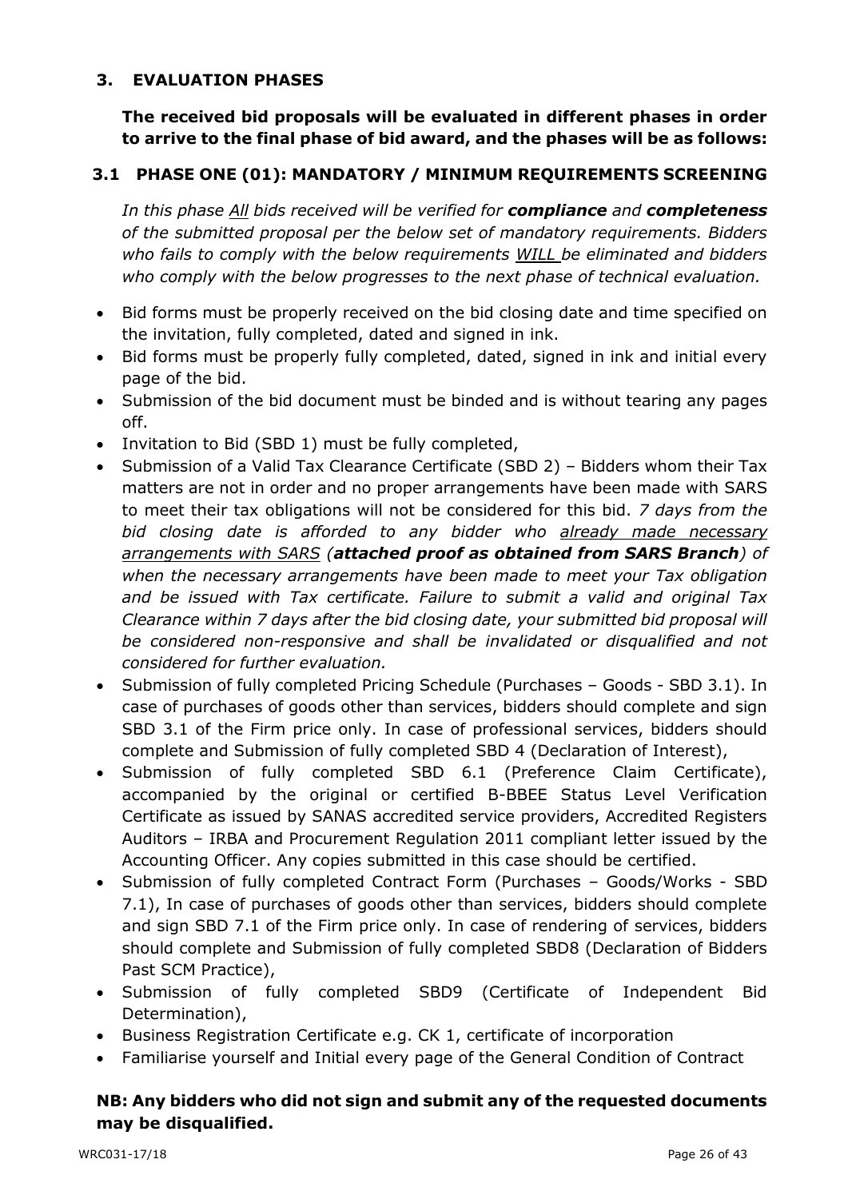## 3. EVALUATION PHASES

**The received bid proposals will be evaluated in different phases in order to arrive to the final phase of bid award, and the phases will be as follows:**

### 3.1 PHASE ONE (01): MANDATORY / MINIMUM REQUIREMENTS SCREENING

*In this phase All bids received will be verified for **compliance** and **completeness** of the submitted proposal per the below set of mandatory requirements. Bidders who fails to comply with the below requirements WILL be eliminated and bidders who comply with the below progresses to the next phase of technical evaluation.*

- Bid forms must be properly received on the bid closing date and time specified on the invitation, fully completed, dated and signed in ink.
- Bid forms must be properly fully completed, dated, signed in ink and initial every page of the bid.
- Submission of the bid document must be binded and is without tearing any pages off.
- Invitation to Bid (SBD 1) must be fully completed,
- Submission of a Valid Tax Clearance Certificate (SBD 2) – Bidders whom their Tax matters are not in order and no proper arrangements have been made with SARS to meet their tax obligations will not be considered for this bid. *7 days from the bid closing date is afforded to any bidder who already made necessary arrangements with SARS (**attached proof as obtained from SARS Branch**) of when the necessary arrangements have been made to meet your Tax obligation and be issued with Tax certificate. Failure to submit a valid and original Tax Clearance within 7 days after the bid closing date, your submitted bid proposal will be considered non-responsive and shall be invalidated or disqualified and not considered for further evaluation.*
- Submission of fully completed Pricing Schedule (Purchases – Goods - SBD 3.1). In case of purchases of goods other than services, bidders should complete and sign SBD 3.1 of the Firm price only. In case of professional services, bidders should complete and Submission of fully completed SBD 4 (Declaration of Interest),
- Submission of fully completed SBD 6.1 (Preference Claim Certificate), accompanied by the original or certified B-BBEE Status Level Verification Certificate as issued by SANAS accredited service providers, Accredited Registers Auditors – IRBA and Procurement Regulation 2011 compliant letter issued by the Accounting Officer. Any copies submitted in this case should be certified.
- Submission of fully completed Contract Form (Purchases – Goods/Works - SBD 7.1), In case of purchases of goods other than services, bidders should complete and sign SBD 7.1 of the Firm price only. In case of rendering of services, bidders should complete and Submission of fully completed SBD8 (Declaration of Bidders Past SCM Practice),
- Submission of fully completed SBD9 (Certificate of Independent Bid Determination),
- Business Registration Certificate e.g. CK 1, certificate of incorporation
- Familiarise yourself and Initial every page of the General Condition of Contract

**NB: Any bidders who did not sign and submit any of the requested documents may be disqualified.**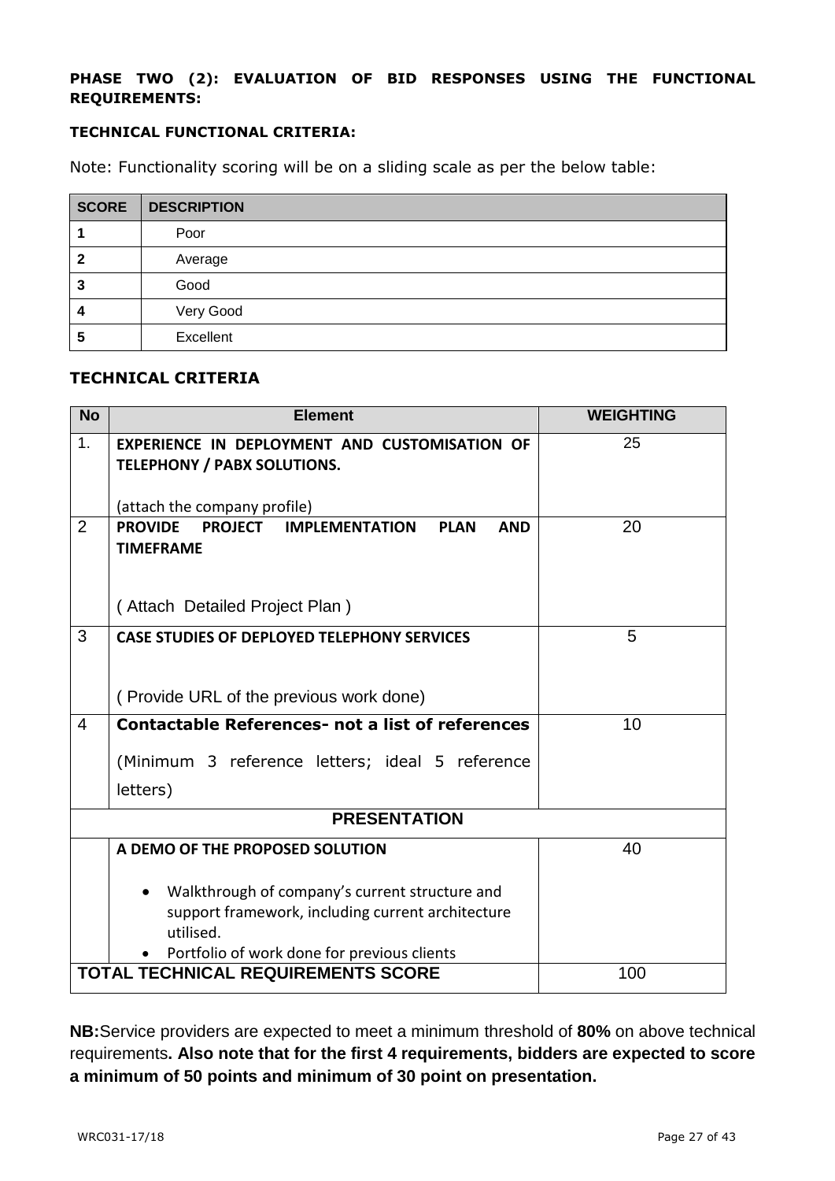**PHASE TWO (2): EVALUATION OF BID RESPONSES USING THE FUNCTIONAL REQUIREMENTS:**

**TECHNICAL FUNCTIONAL CRITERIA:**

Note: Functionality scoring will be on a sliding scale as per the below table:

| SCORE | DESCRIPTION |
|---|---|
| 1 | Poor |
| 2 | Average |
| 3 | Good |
| 4 | Very Good |
| 5 | Excellent |

**TECHNICAL CRITERIA**

| No | Element | WEIGHTING |
|---|---|---|
| 1. | **EXPERIENCE IN DEPLOYMENT AND CUSTOMISATION OF TELEPHONY / PABX SOLUTIONS.**<br><br>(attach the company profile) | 25 |
| 2 | **PROVIDE PROJECT IMPLEMENTATION PLAN AND TIMEFRAME**<br><br>( Attach Detailed Project Plan ) | 20 |
| 3 | **CASE STUDIES OF DEPLOYED TELEPHONY SERVICES**<br><br>( Provide URL of the previous work done) | 5 |
| 4 | **Contactable References- not a list of references**<br><br>(Minimum 3 reference letters; ideal 5 reference letters) | 10 |
| **PRESENTATION** | | |
| | **A DEMO OF THE PROPOSED SOLUTION**<br><br>• Walkthrough of company's current structure and support framework, including current architecture utilised.<br>• Portfolio of work done for previous clients | 40 |
| **TOTAL TECHNICAL REQUIREMENTS SCORE** | | 100 |

**NB:**Service providers are expected to meet a minimum threshold of **80%** on above technical requirements**. Also note that for the first 4 requirements, bidders are expected to score a minimum of 50 points and minimum of 30 point on presentation.**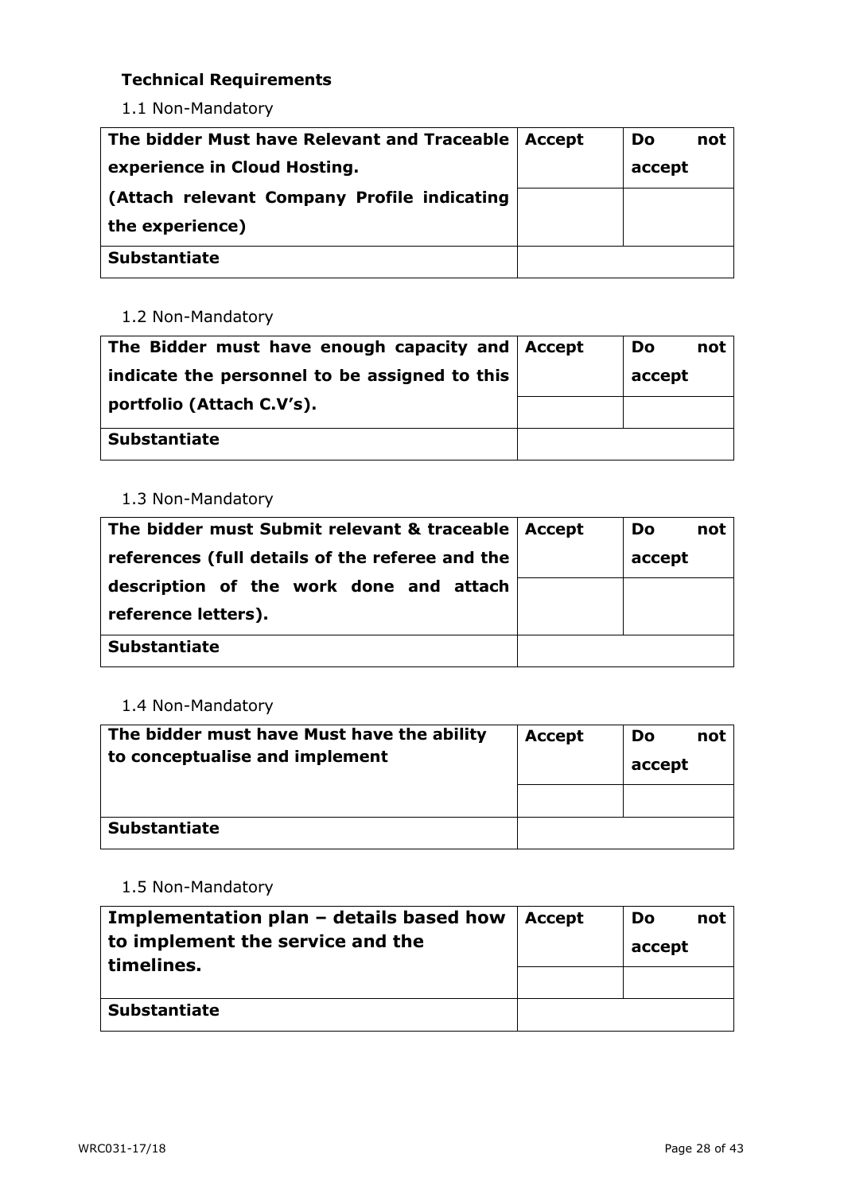### Technical Requirements

1.1 Non-Mandatory

| **The bidder Must have Relevant and Traceable experience in Cloud Hosting. (Attach relevant Company Profile indicating the experience)** | **Accept** | **Do not accept** |
|---|---|---|
| | | |
| **Substantiate** | | |

1.2 Non-Mandatory

| **The Bidder must have enough capacity and indicate the personnel to be assigned to this portfolio (Attach C.V's).** | **Accept** | **Do not accept** |
|---|---|---|
| | | |
| **Substantiate** | | |

1.3 Non-Mandatory

| **The bidder must Submit relevant & traceable references (full details of the referee and the description of the work done and attach reference letters).** | **Accept** | **Do not accept** |
|---|---|---|
| | | |
| **Substantiate** | | |

1.4 Non-Mandatory

| **The bidder must have Must have the ability to conceptualise and implement** | **Accept** | **Do not accept** |
|---|---|---|
| | | |
| **Substantiate** | | |

1.5 Non-Mandatory

| **Implementation plan – details based how to implement the service and the timelines.** | **Accept** | **Do not accept** |
|---|---|---|
| | | |
| **Substantiate** | | |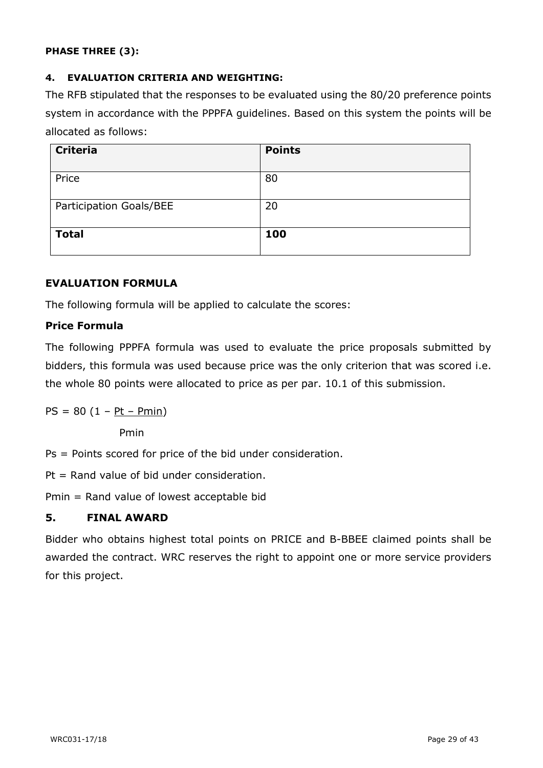**PHASE THREE (3):**

**4. EVALUATION CRITERIA AND WEIGHTING:**

The RFB stipulated that the responses to be evaluated using the 80/20 preference points system in accordance with the PPPFA guidelines. Based on this system the points will be allocated as follows:

| **Criteria** | **Points** |
|---|---|
| Price | 80 |
| Participation Goals/BEE | 20 |
| **Total** | **100** |

**EVALUATION FORMULA**

The following formula will be applied to calculate the scores:

**Price Formula**

The following PPPFA formula was used to evaluate the price proposals submitted by bidders, this formula was used because price was the only criterion that was scored i.e. the whole 80 points were allocated to price as per par. 10.1 of this submission.

$$PS = 80\left(1 - \frac{Pt - Pmin}{Pmin}\right)$$

Ps = Points scored for price of the bid under consideration.

Pt = Rand value of bid under consideration.

Pmin = Rand value of lowest acceptable bid

**5. FINAL AWARD**

Bidder who obtains highest total points on PRICE and B-BBEE claimed points shall be awarded the contract. WRC reserves the right to appoint one or more service providers for this project.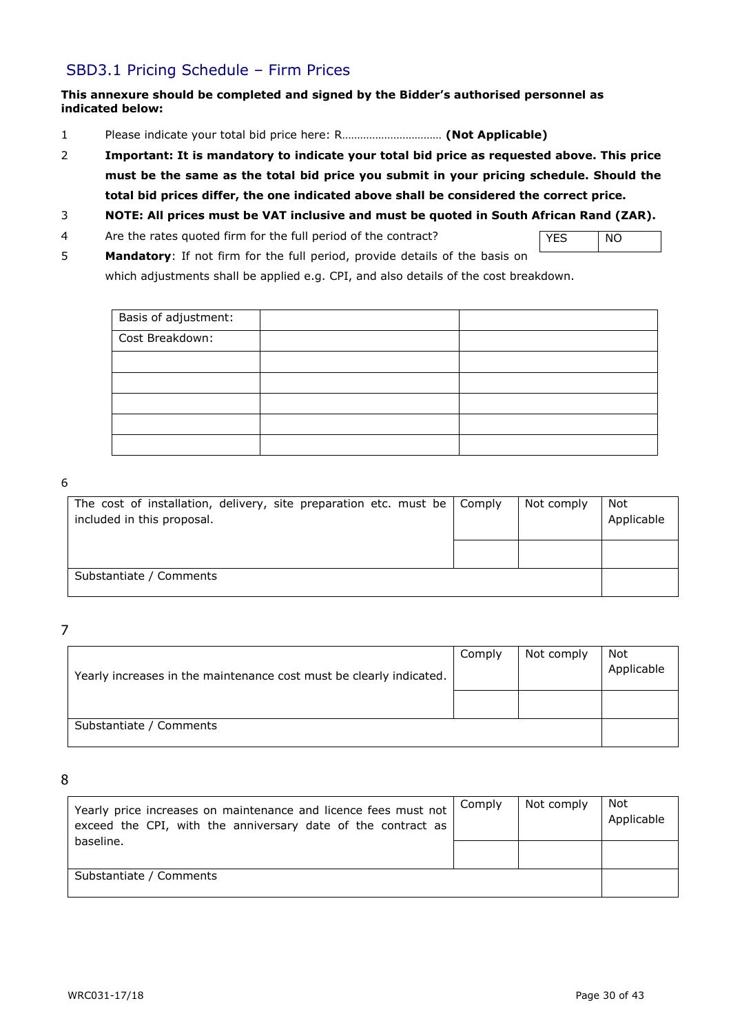## SBD3.1 Pricing Schedule – Firm Prices

**This annexure should be completed and signed by the Bidder's authorised personnel as indicated below:**

1. Please indicate your total bid price here: R…………………………… **(Not Applicable)**
2. **Important: It is mandatory to indicate your total bid price as requested above. This price must be the same as the total bid price you submit in your pricing schedule. Should the total bid prices differ, the one indicated above shall be considered the correct price.**
3. **NOTE: All prices must be VAT inclusive and must be quoted in South African Rand (ZAR).**
4. Are the rates quoted firm for the full period of the contract?

| YES | NO |
|---|---|

5. **Mandatory**: If not firm for the full period, provide details of the basis on which adjustments shall be applied e.g. CPI, and also details of the cost breakdown.

| Basis of adjustment: | | |
|---|---|---|
| Cost Breakdown: | | |
| | | |
| | | |
| | | |
| | | |
| | | |

6

| The cost of installation, delivery, site preparation etc. must be included in this proposal. | Comply | Not comply | Not Applicable |
|---|---|---|---|
| | | | |
| Substantiate / Comments | | | |

7

| Yearly increases in the maintenance cost must be clearly indicated. | Comply | Not comply | Not Applicable |
|---|---|---|---|
| | | | |
| Substantiate / Comments | | | |

8

| Yearly price increases on maintenance and licence fees must not exceed the CPI, with the anniversary date of the contract as baseline. | Comply | Not comply | Not Applicable |
|---|---|---|---|
| | | | |
| Substantiate / Comments | | | |

WRC031-17/18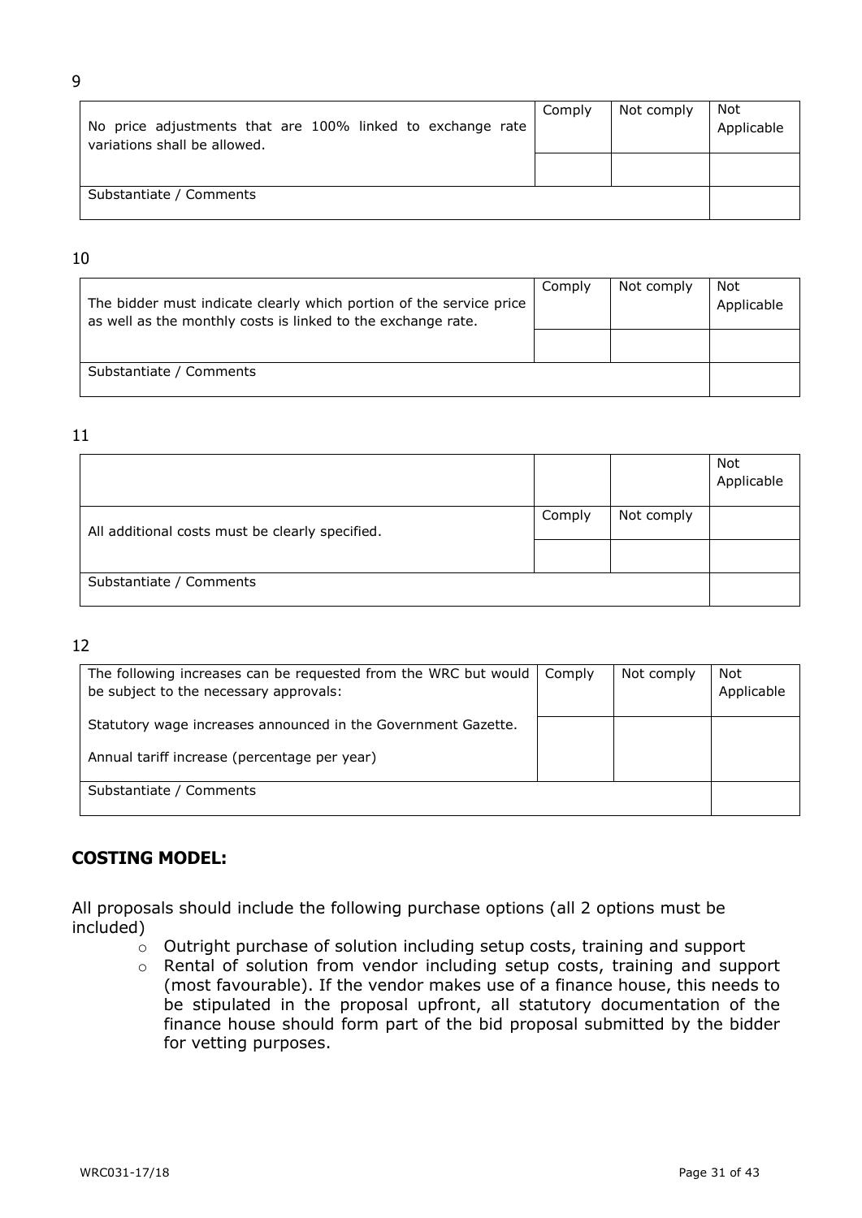9

| No price adjustments that are 100% linked to exchange rate variations shall be allowed. | Comply | Not comply | Not Applicable |
|---|---|---|---|
| | | | |
| Substantiate / Comments | | | |

10

| The bidder must indicate clearly which portion of the service price as well as the monthly costs is linked to the exchange rate. | Comply | Not comply | Not Applicable |
|---|---|---|---|
| | | | |
| Substantiate / Comments | | | |

11

| | | | Not Applicable |
|---|---|---|---|
| All additional costs must be clearly specified. | Comply | Not comply | |
| | | | |
| Substantiate / Comments | | | |

12

| The following increases can be requested from the WRC but would be subject to the necessary approvals: | Comply | Not comply | Not Applicable |
|---|---|---|---|
| Statutory wage increases announced in the Government Gazette.<br><br>Annual tariff increase (percentage per year) | | | |
| Substantiate / Comments | | | |

## COSTING MODEL:

All proposals should include the following purchase options (all 2 options must be included)

- Outright purchase of solution including setup costs, training and support
- Rental of solution from vendor including setup costs, training and support (most favourable). If the vendor makes use of a finance house, this needs to be stipulated in the proposal upfront, all statutory documentation of the finance house should form part of the bid proposal submitted by the bidder for vetting purposes.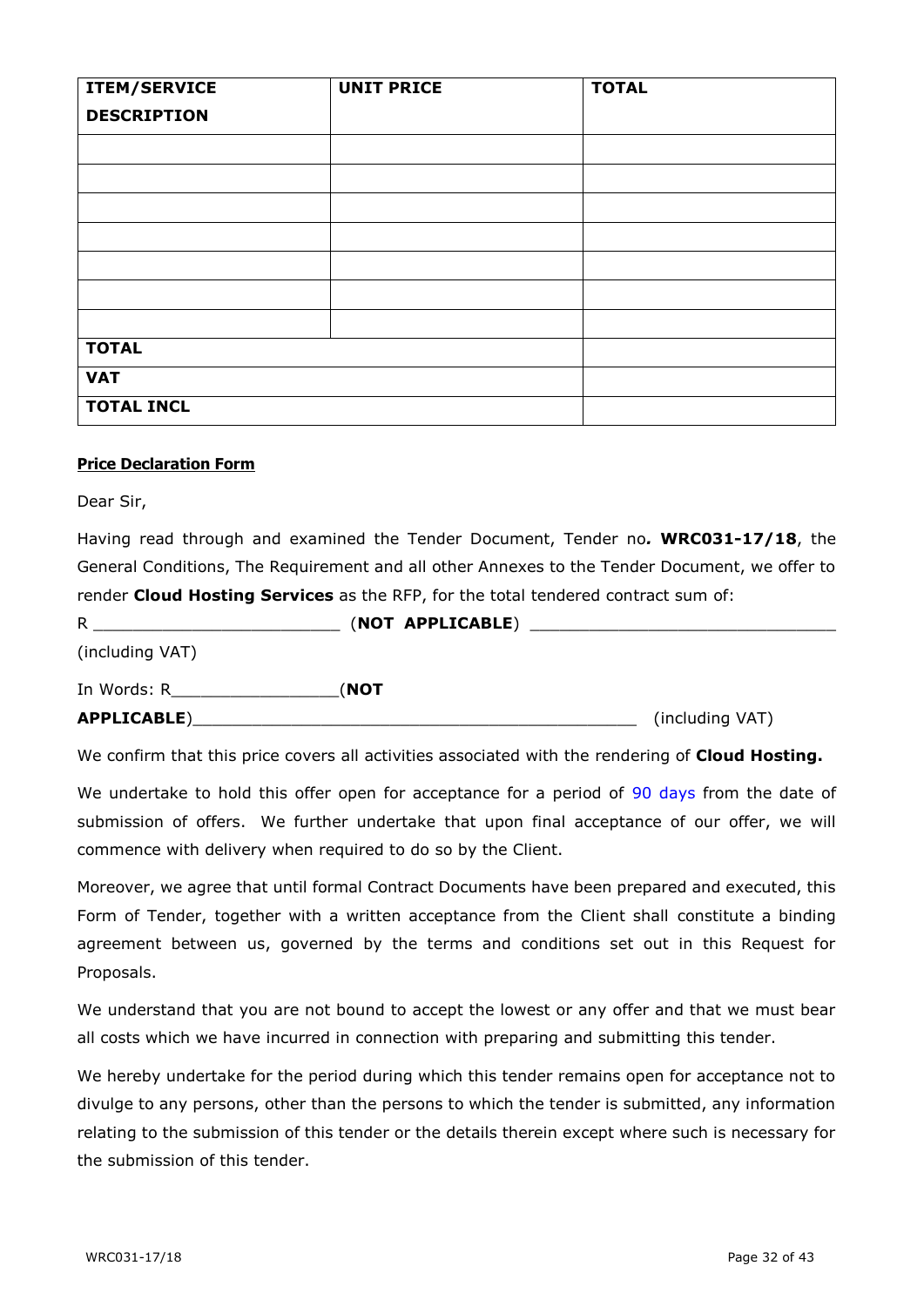| **ITEM/SERVICE DESCRIPTION** | **UNIT PRICE** | **TOTAL** |
| --- | --- | --- |
| | | |
| | | |
| | | |
| | | |
| | | |
| | | |
| | | |
| **TOTAL** | | |
| **VAT** | | |
| **TOTAL INCL** | | |

**Price Declaration Form**

Dear Sir,

Having read through and examined the Tender Document, Tender no***.*** **WRC031-17/18**, the General Conditions, The Requirement and all other Annexes to the Tender Document, we offer to render **Cloud Hosting Services** as the RFP, for the total tendered contract sum of:

R ________________________ (**NOT APPLICABLE**) ______________________________ (including VAT)

In Words: R________________(**NOT APPLICABLE**)___________________________________________ (including VAT)

We confirm that this price covers all activities associated with the rendering of **Cloud Hosting.**

We undertake to hold this offer open for acceptance for a period of 90 days from the date of submission of offers. We further undertake that upon final acceptance of our offer, we will commence with delivery when required to do so by the Client.

Moreover, we agree that until formal Contract Documents have been prepared and executed, this Form of Tender, together with a written acceptance from the Client shall constitute a binding agreement between us, governed by the terms and conditions set out in this Request for Proposals.

We understand that you are not bound to accept the lowest or any offer and that we must bear all costs which we have incurred in connection with preparing and submitting this tender.

We hereby undertake for the period during which this tender remains open for acceptance not to divulge to any persons, other than the persons to which the tender is submitted, any information relating to the submission of this tender or the details therein except where such is necessary for the submission of this tender.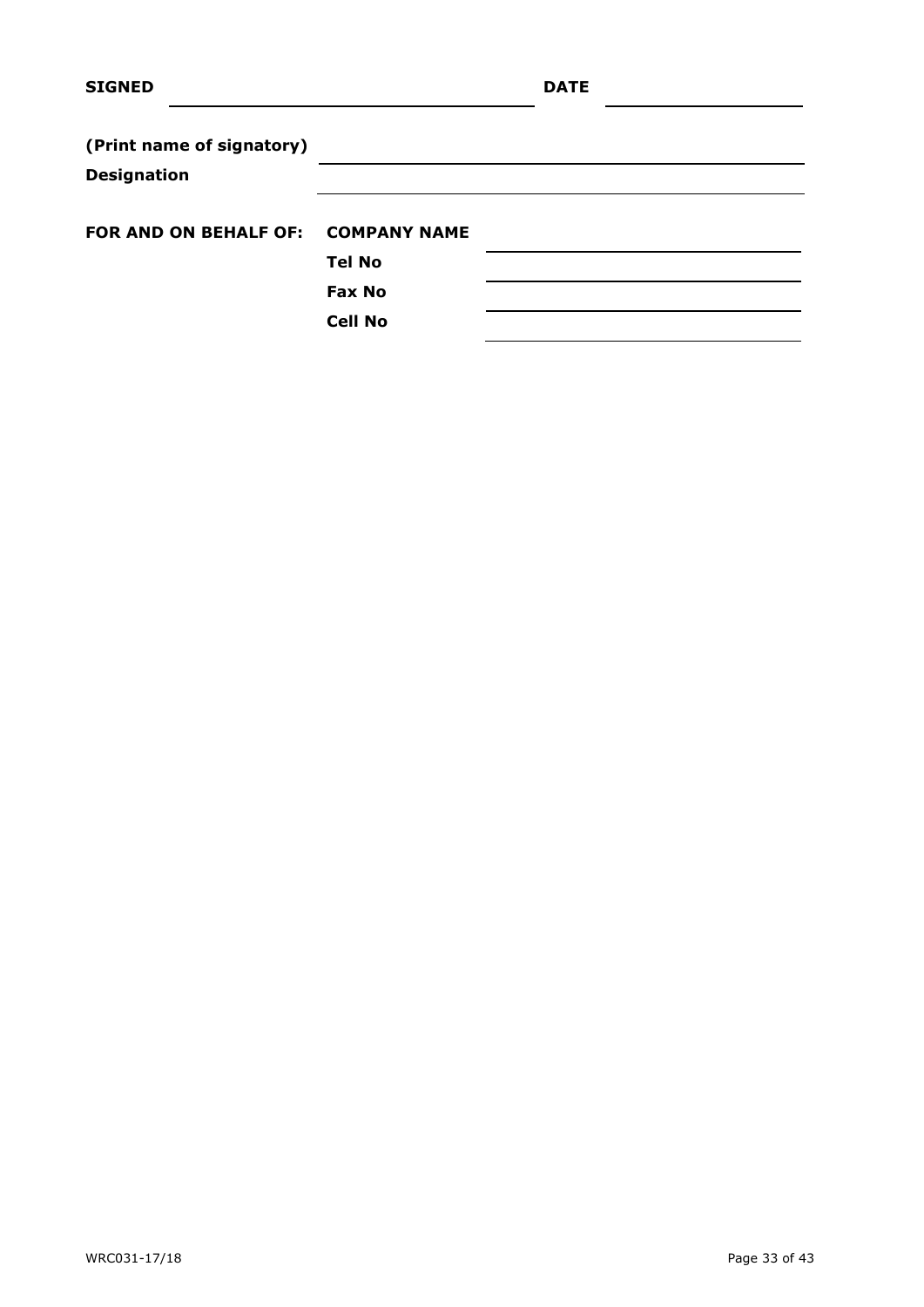**SIGNED** \_\_\_\_\_\_\_\_\_\_\_\_\_\_\_\_\_\_\_\_\_\_\_\_\_\_\_\_\_\_ **DATE** \_\_\_\_\_\_\_\_\_\_\_\_\_\_\_\_\_\_

**(Print name of signatory)** \_\_\_\_\_\_\_\_\_\_\_\_\_\_\_\_\_\_\_\_\_\_\_\_\_\_\_\_\_\_\_\_\_\_\_\_\_\_

**Designation** \_\_\_\_\_\_\_\_\_\_\_\_\_\_\_\_\_\_\_\_\_\_\_\_\_\_\_\_\_\_\_\_\_\_\_\_\_\_

**FOR AND ON BEHALF OF:** **COMPANY NAME** \_\_\_\_\_\_\_\_\_\_\_\_\_\_\_\_\_\_\_\_\_\_\_\_\_\_\_\_\_\_

**Tel No** \_\_\_\_\_\_\_\_\_\_\_\_\_\_\_\_\_\_\_\_\_\_\_\_\_\_\_\_\_\_

**Fax No** \_\_\_\_\_\_\_\_\_\_\_\_\_\_\_\_\_\_\_\_\_\_\_\_\_\_\_\_\_\_

**Cell No** \_\_\_\_\_\_\_\_\_\_\_\_\_\_\_\_\_\_\_\_\_\_\_\_\_\_\_\_\_\_

WRC031-17/18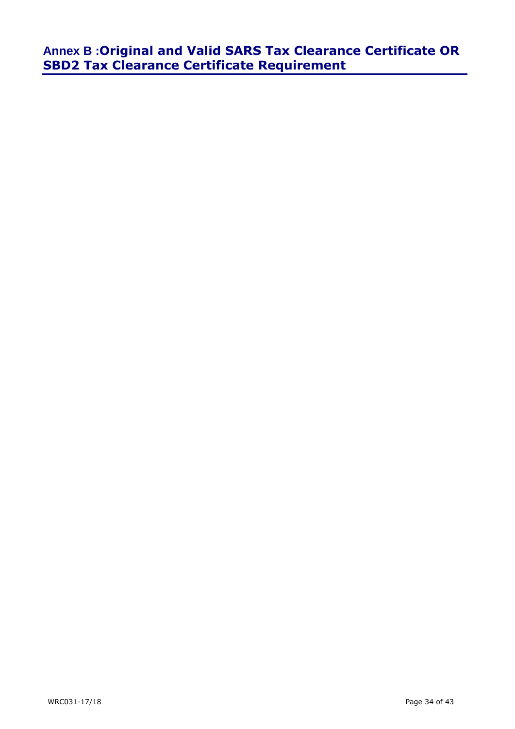## Annex B :Original and Valid SARS Tax Clearance Certificate OR SBD2 Tax Clearance Certificate Requirement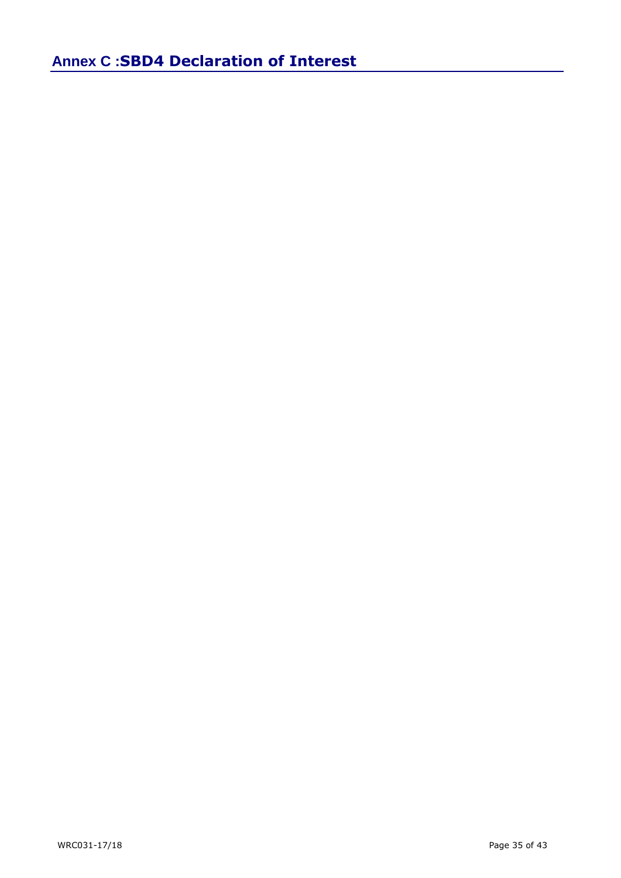# Annex C :SBD4 Declaration of Interest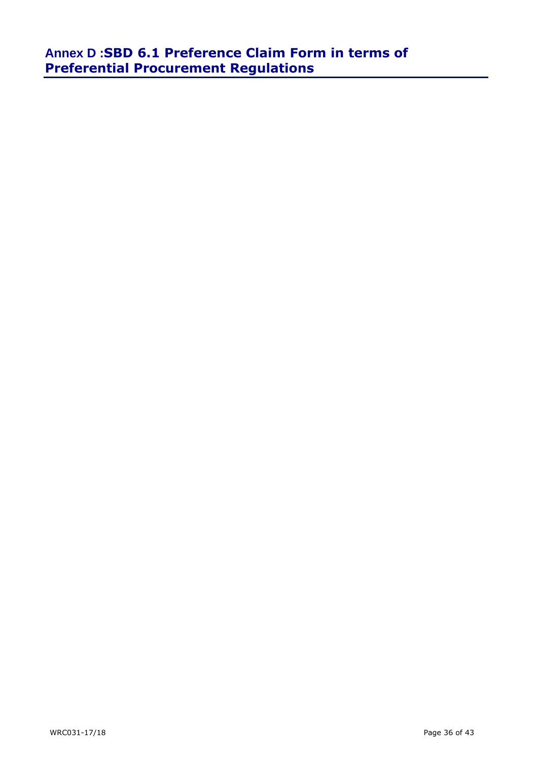## Annex D :SBD 6.1 Preference Claim Form in terms of Preferential Procurement Regulations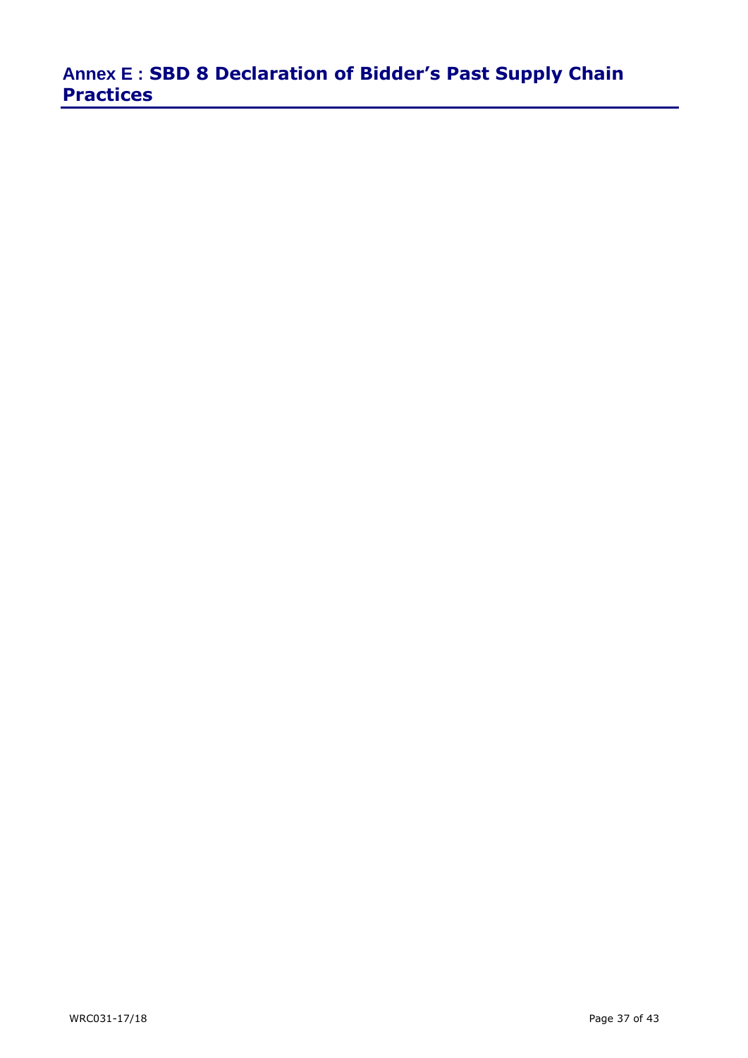# Annex E : SBD 8 Declaration of Bidder's Past Supply Chain Practices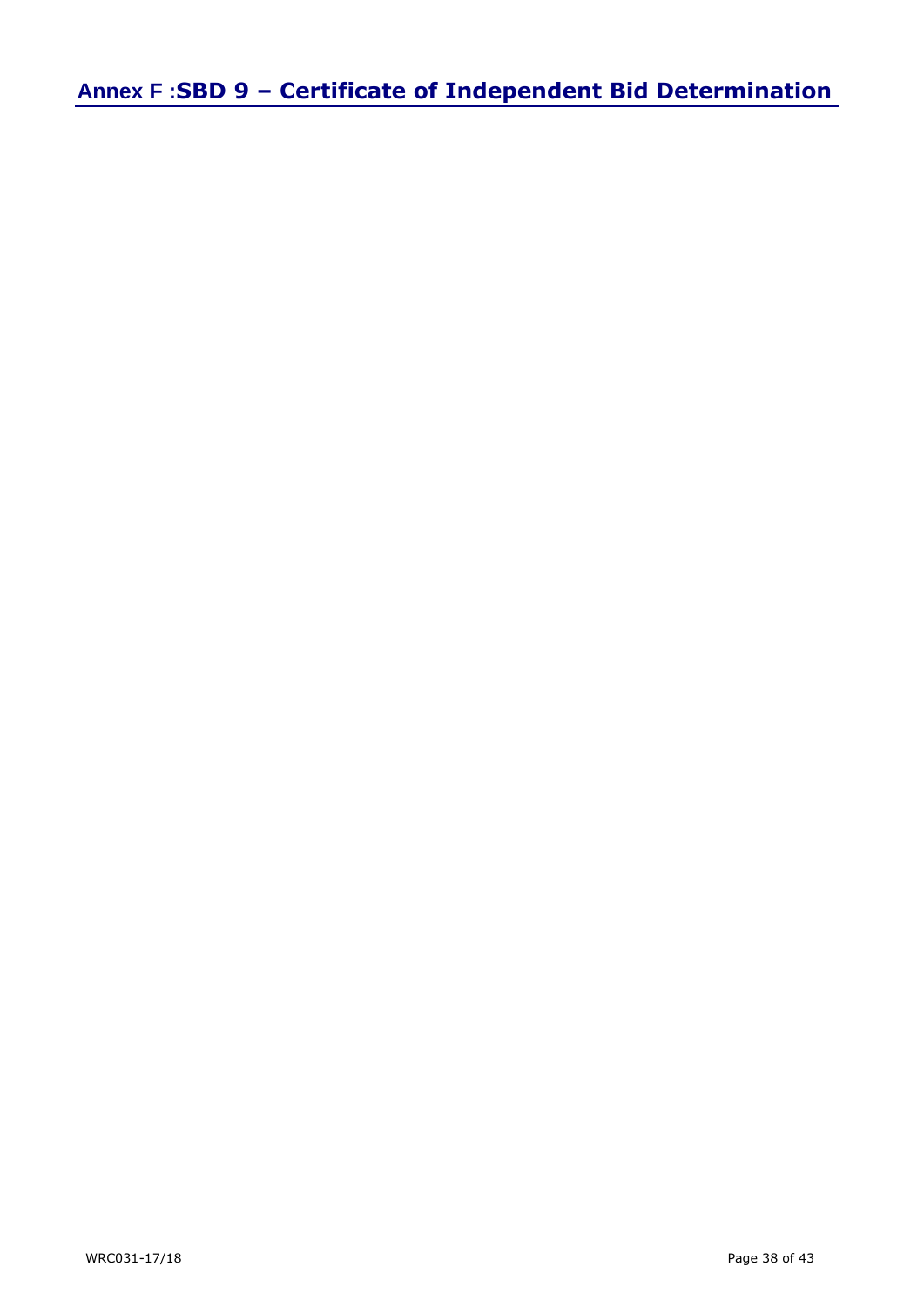# Annex F :SBD 9 – Certificate of Independent Bid Determination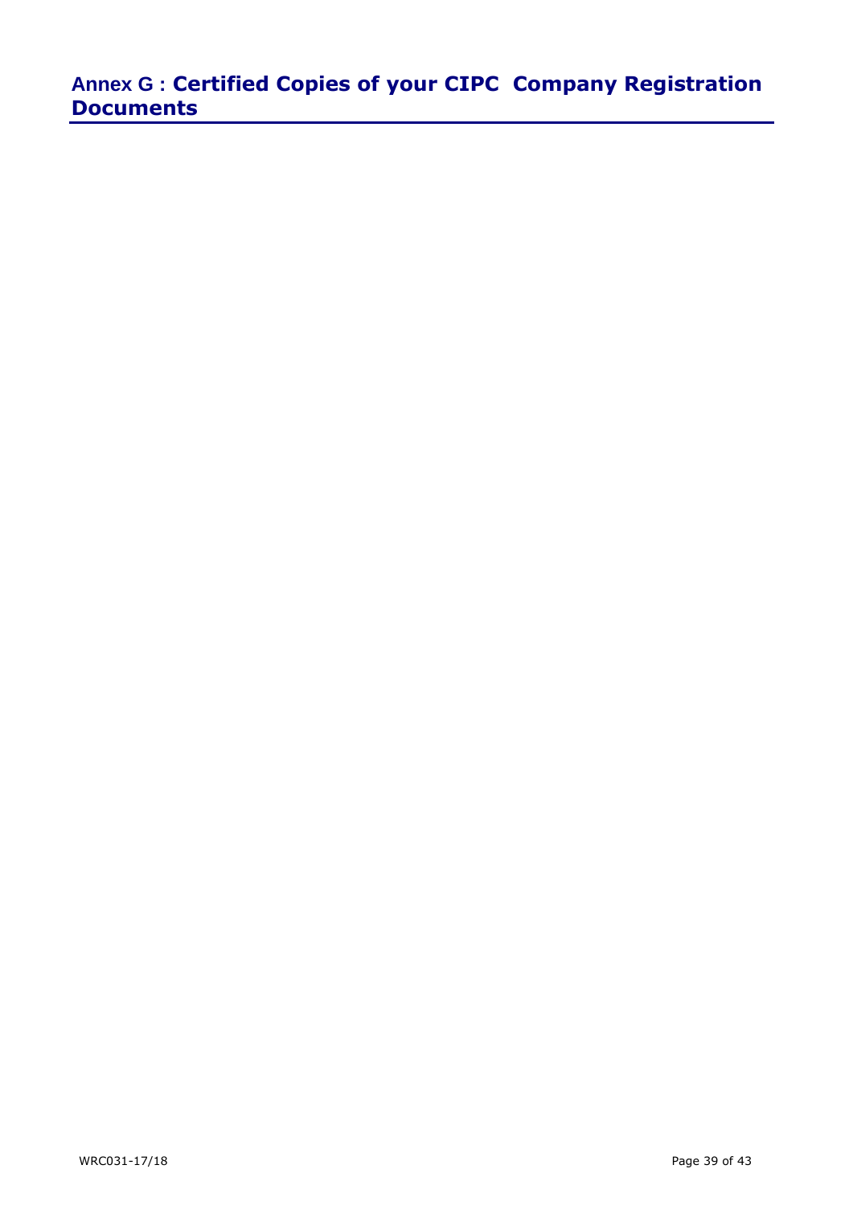## Annex G : Certified Copies of your CIPC Company Registration Documents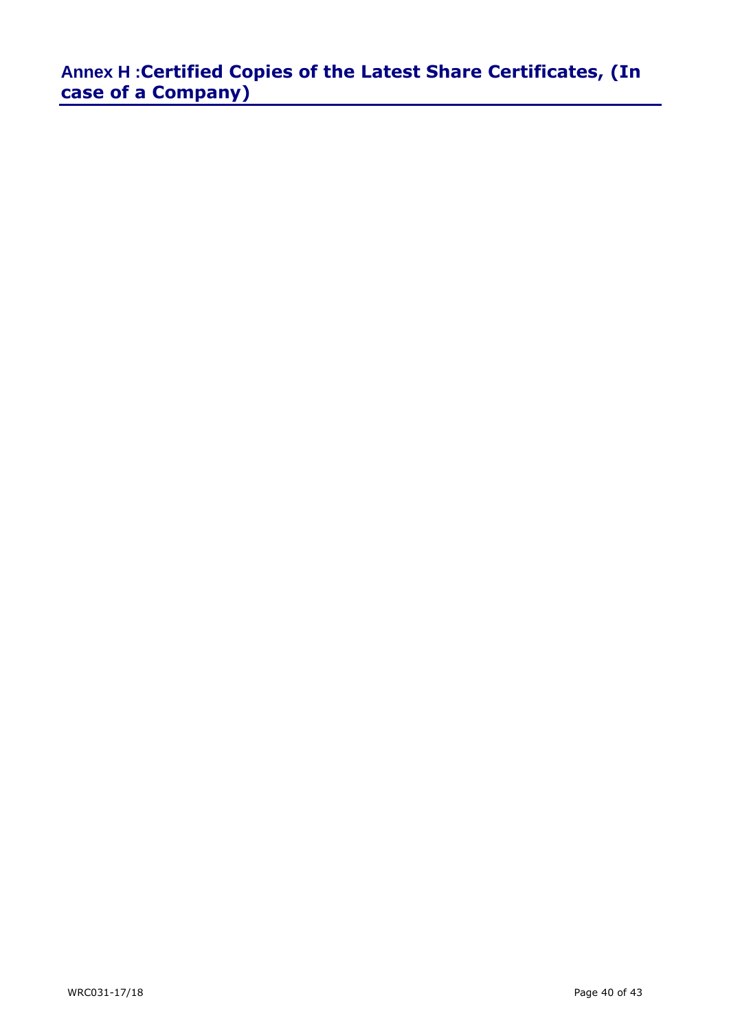## Annex H :Certified Copies of the Latest Share Certificates, (In case of a Company)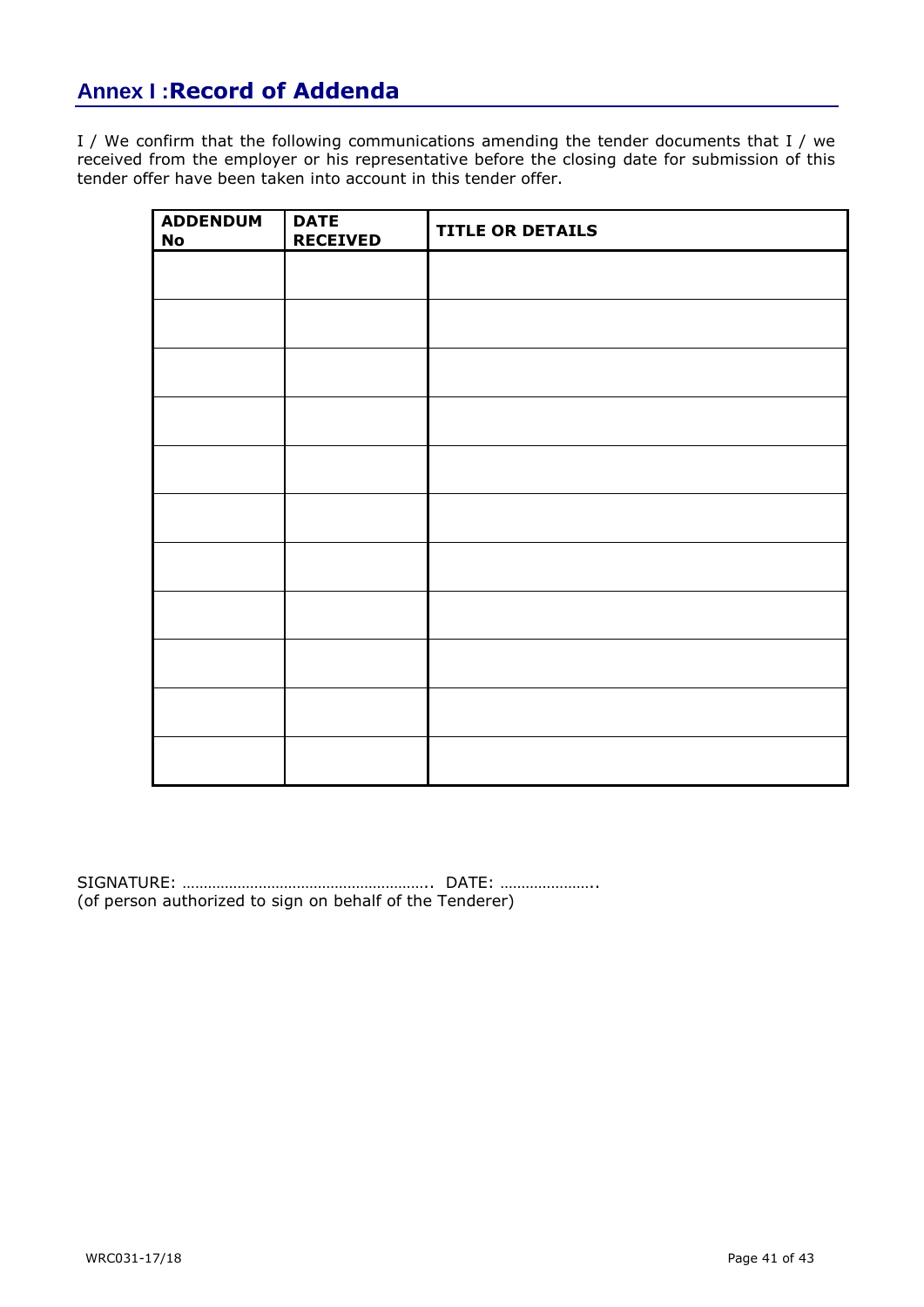## Annex I :Record of Addenda

I / We confirm that the following communications amending the tender documents that I / we received from the employer or his representative before the closing date for submission of this tender offer have been taken into account in this tender offer.

| ADDENDUM No | DATE RECEIVED | TITLE OR DETAILS |
|---|---|---|
| | | |
| | | |
| | | |
| | | |
| | | |
| | | |
| | | |
| | | |
| | | |
| | | |
| | | |

SIGNATURE: ………………………………………………….. DATE: …………………..
(of person authorized to sign on behalf of the Tenderer)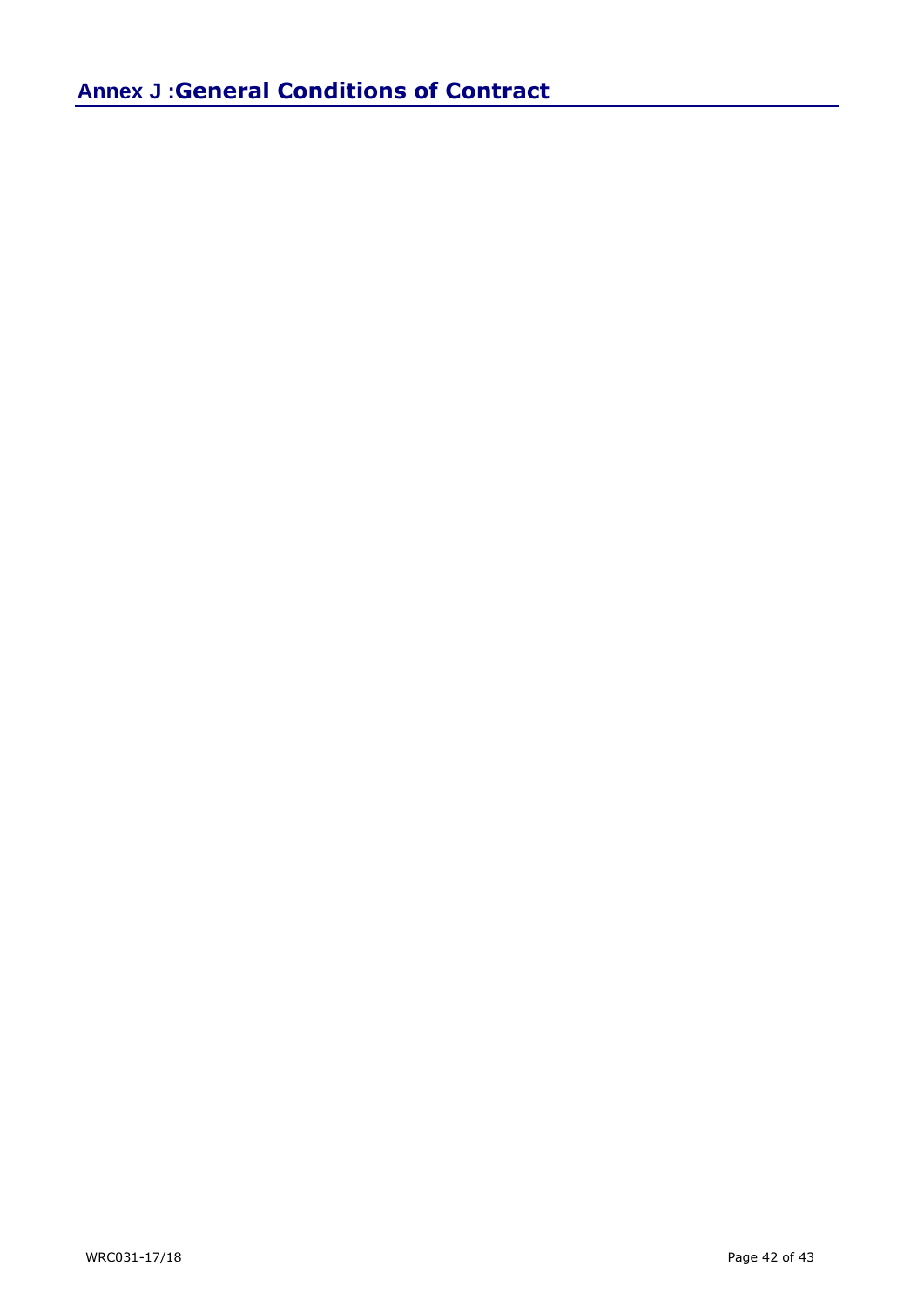# Annex J :General Conditions of Contract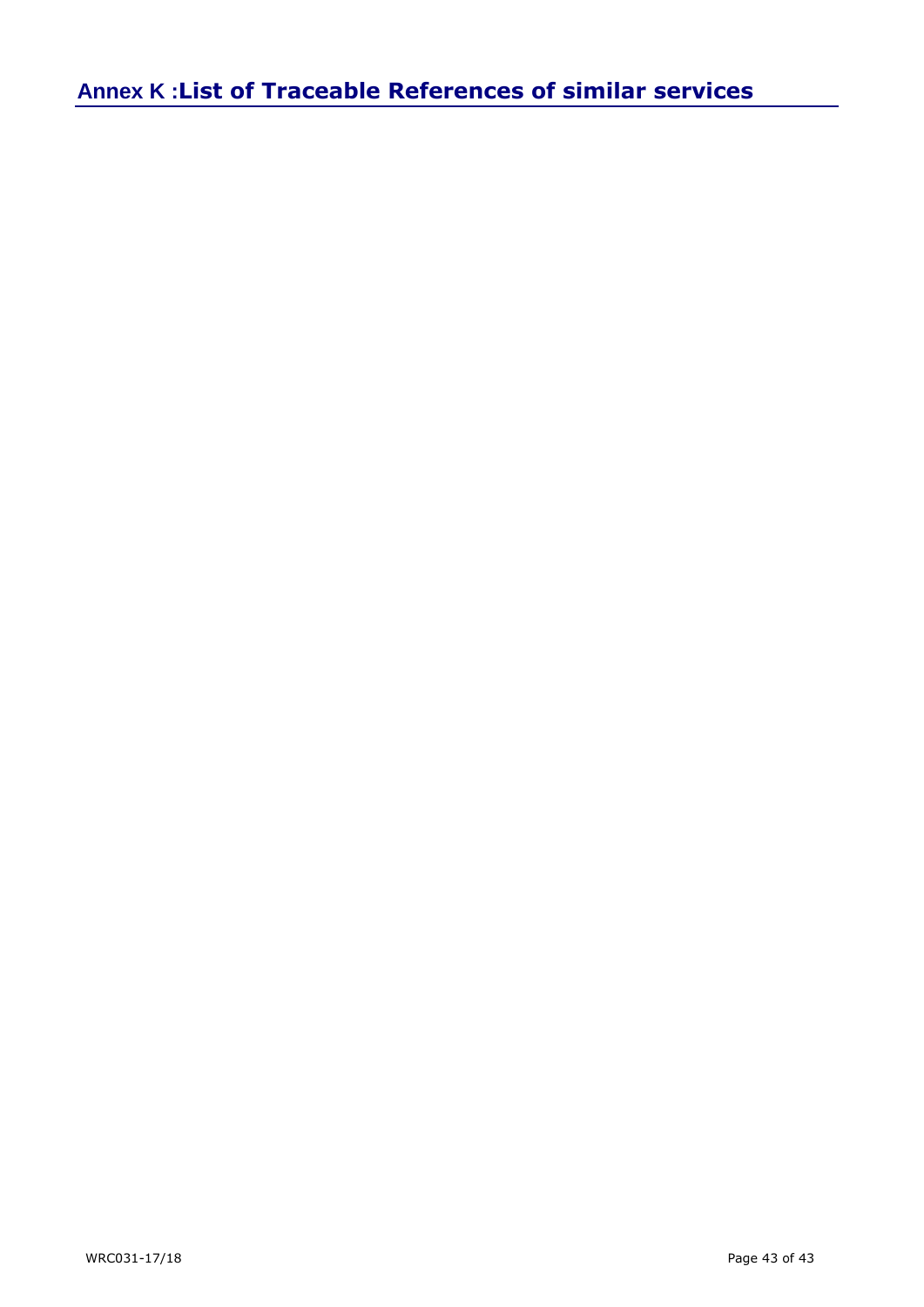# Annex K :List of Traceable References of similar services